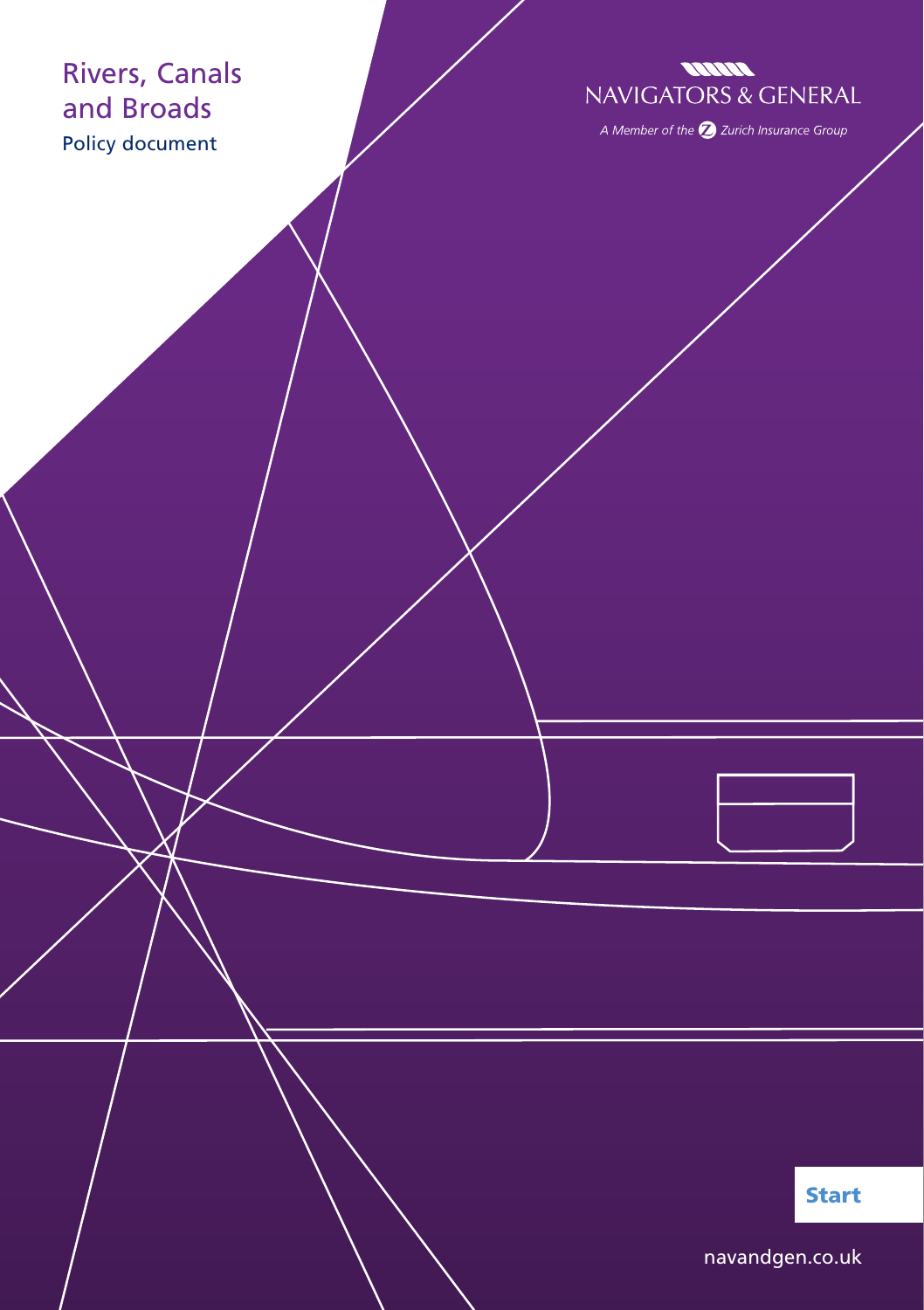# Rivers, Canals and Broads

Policy document

NAVIGATORS & GENERAL

*A Member of the Zurich Insurance Group*

Start

navandgen.co.uk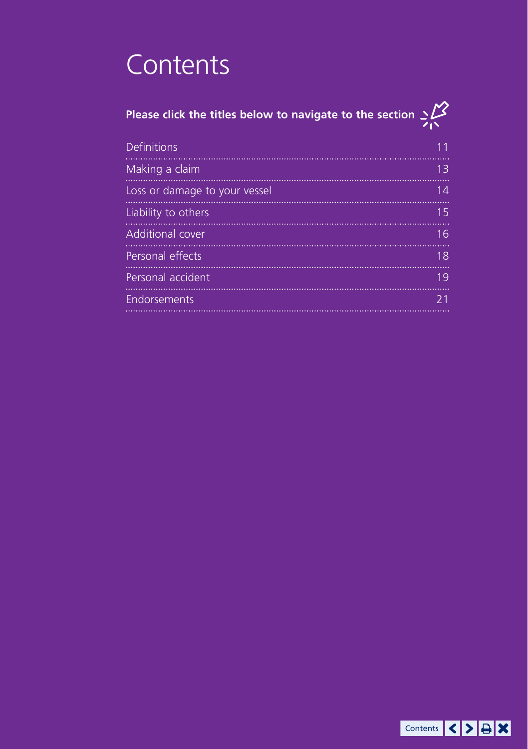# Contents

**Please click the titles below to navigate to the section**

| | |
|---|---|
| Definitions | 11 |
| Making a claim | 13 |
| Loss or damage to your vessel | 14 |
| Liability to others | 15 |
| Additional cover | 16 |
| Personal effects | 18 |
| Personal accident | 19 |
| Endorsements | 21 |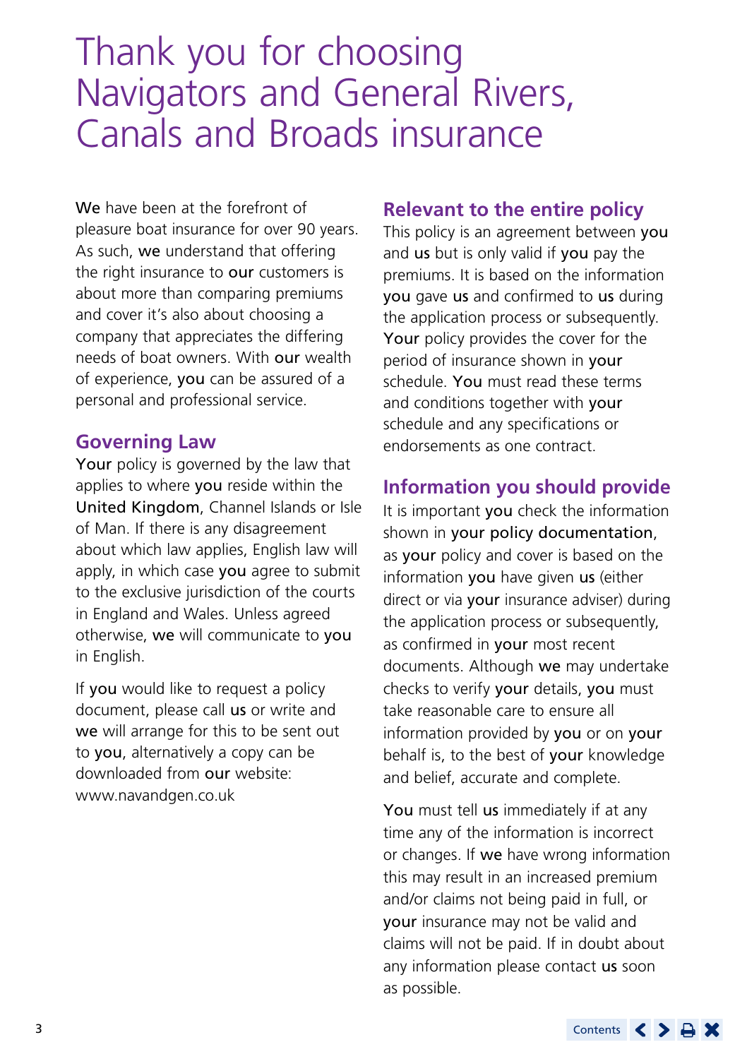# Thank you for choosing Navigators and General Rivers, Canals and Broads insurance

**We** have been at the forefront of pleasure boat insurance for over 90 years. As such, **we** understand that offering the right insurance to **our** customers is about more than comparing premiums and cover it's also about choosing a company that appreciates the differing needs of boat owners. With **our** wealth of experience, **you** can be assured of a personal and professional service.

## Governing Law

**Your** policy is governed by the law that applies to where **you** reside within the **United Kingdom**, Channel Islands or Isle of Man. If there is any disagreement about which law applies, English law will apply, in which case **you** agree to submit to the exclusive jurisdiction of the courts in England and Wales. Unless agreed otherwise, **we** will communicate to **you** in English.

If **you** would like to request a policy document, please call **us** or write and **we** will arrange for this to be sent out to **you**, alternatively a copy can be downloaded from **our** website: www.navandgen.co.uk

## Relevant to the entire policy

This policy is an agreement between **you** and **us** but is only valid if **you** pay the premiums. It is based on the information **you** gave **us** and confirmed to **us** during the application process or subsequently. **Your** policy provides the cover for the period of insurance shown in **your** schedule. **You** must read these terms and conditions together with **your** schedule and any specifications or endorsements as one contract.

## Information you should provide

It is important **you** check the information shown in **your policy documentation**, as **your** policy and cover is based on the information **you** have given **us** (either direct or via **your** insurance adviser) during the application process or subsequently, as confirmed in **your** most recent documents. Although **we** may undertake checks to verify **your** details, **you** must take reasonable care to ensure all information provided by **you** or on **your** behalf is, to the best of **your** knowledge and belief, accurate and complete.

**You** must tell **us** immediately if at any time any of the information is incorrect or changes. If **we** have wrong information this may result in an increased premium and/or claims not being paid in full, or **your** insurance may not be valid and claims will not be paid. If in doubt about any information please contact **us** soon as possible.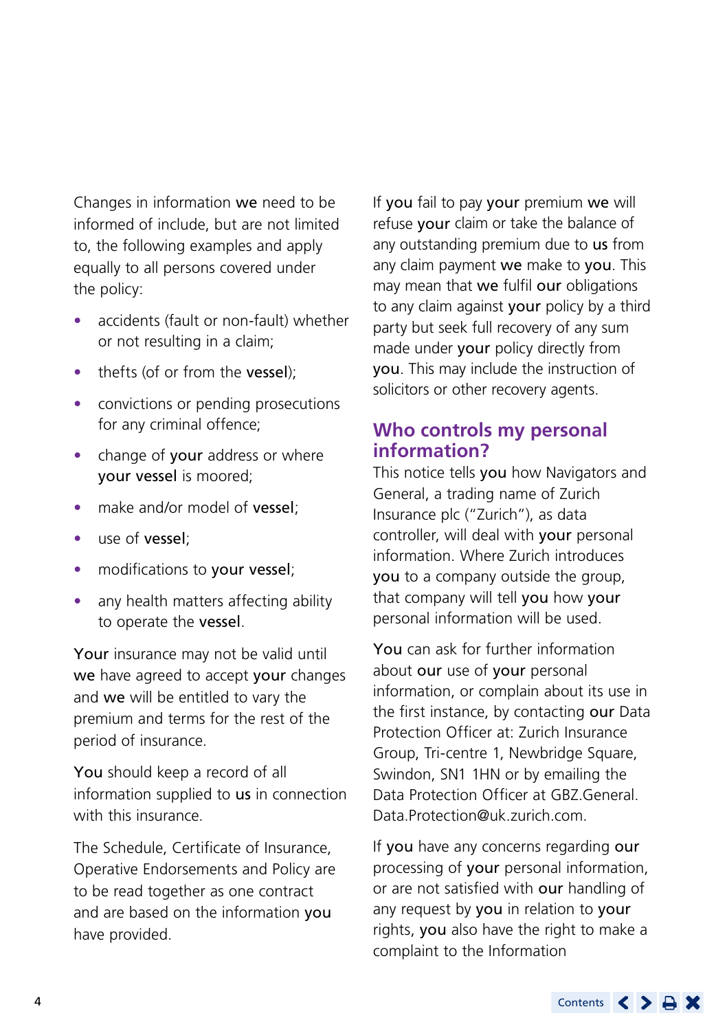Changes in information **we** need to be informed of include, but are not limited to, the following examples and apply equally to all persons covered under the policy:

- accidents (fault or non-fault) whether or not resulting in a claim;
- thefts (of or from the **vessel**);
- convictions or pending prosecutions for any criminal offence;
- change of **your** address or where **your vessel** is moored;
- make and/or model of **vessel**;
- use of **vessel**;
- modifications to **your vessel**;
- any health matters affecting ability to operate the **vessel**.

**Your** insurance may not be valid until **we** have agreed to accept **your** changes and **we** will be entitled to vary the premium and terms for the rest of the period of insurance.

**You** should keep a record of all information supplied to **us** in connection with this insurance.

The Schedule, Certificate of Insurance, Operative Endorsements and Policy are to be read together as one contract and are based on the information **you** have provided.

If **you** fail to pay **your** premium **we** will refuse **your** claim or take the balance of any outstanding premium due to **us** from any claim payment **we** make to **you**. This may mean that **we** fulfil **our** obligations to any claim against **your** policy by a third party but seek full recovery of any sum made under **your** policy directly from **you**. This may include the instruction of solicitors or other recovery agents.

## Who controls my personal information?

This notice tells **you** how Navigators and General, a trading name of Zurich Insurance plc ("Zurich"), as data controller, will deal with **your** personal information. Where Zurich introduces **you** to a company outside the group, that company will tell **you** how **your** personal information will be used.

**You** can ask for further information about **our** use of **your** personal information, or complain about its use in the first instance, by contacting **our** Data Protection Officer at: Zurich Insurance Group, Tri-centre 1, Newbridge Square, Swindon, SN1 1HN or by emailing the Data Protection Officer at GBZ.General.Data.Protection@uk.zurich.com.

If **you** have any concerns regarding **our** processing of **your** personal information, or are not satisfied with **our** handling of any request by **you** in relation to **your** rights, **you** also have the right to make a complaint to the Information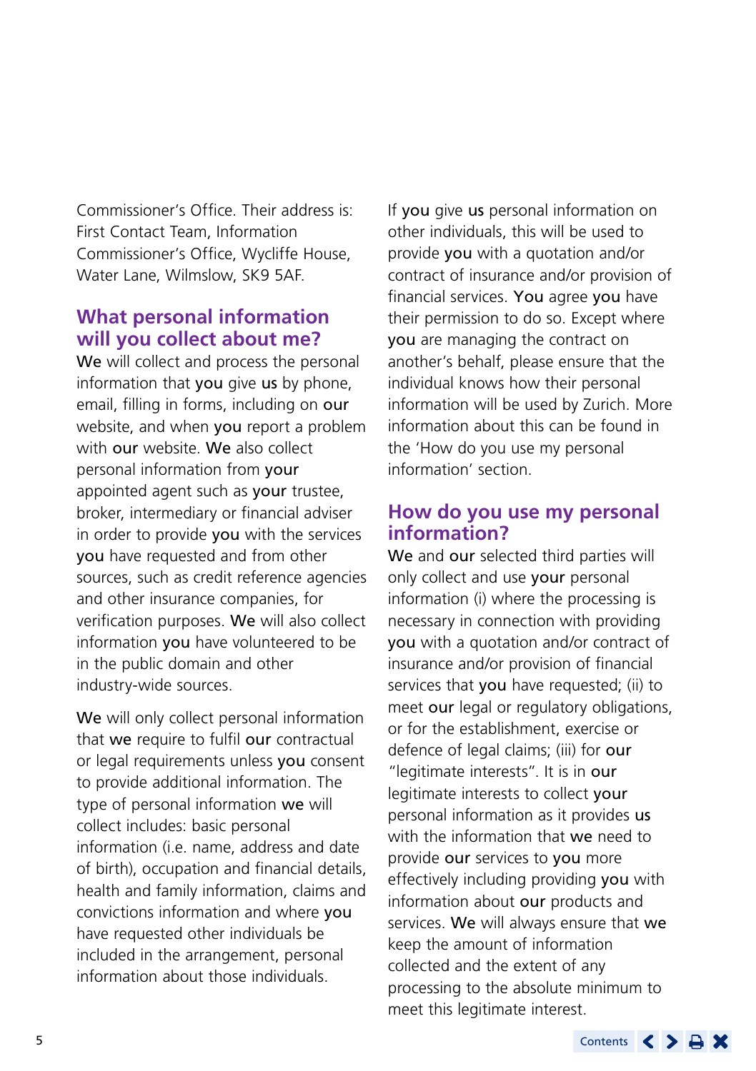Commissioner's Office. Their address is: First Contact Team, Information Commissioner's Office, Wycliffe House, Water Lane, Wilmslow, SK9 5AF.

## What personal information will you collect about me?

We will collect and process the personal information that you give us by phone, email, filling in forms, including on our website, and when you report a problem with our website. We also collect personal information from your appointed agent such as your trustee, broker, intermediary or financial adviser in order to provide you with the services you have requested and from other sources, such as credit reference agencies and other insurance companies, for verification purposes. We will also collect information you have volunteered to be in the public domain and other industry-wide sources.

We will only collect personal information that we require to fulfil our contractual or legal requirements unless you consent to provide additional information. The type of personal information we will collect includes: basic personal information (i.e. name, address and date of birth), occupation and financial details, health and family information, claims and convictions information and where you have requested other individuals be included in the arrangement, personal information about those individuals.

If you give us personal information on other individuals, this will be used to provide you with a quotation and/or contract of insurance and/or provision of financial services. You agree you have their permission to do so. Except where you are managing the contract on another's behalf, please ensure that the individual knows how their personal information will be used by Zurich. More information about this can be found in the 'How do you use my personal information' section.

## How do you use my personal information?

We and our selected third parties will only collect and use your personal information (i) where the processing is necessary in connection with providing you with a quotation and/or contract of insurance and/or provision of financial services that you have requested; (ii) to meet our legal or regulatory obligations, or for the establishment, exercise or defence of legal claims; (iii) for our "legitimate interests". It is in our legitimate interests to collect your personal information as it provides us with the information that we need to provide our services to you more effectively including providing you with information about our products and services. We will always ensure that we keep the amount of information collected and the extent of any processing to the absolute minimum to meet this legitimate interest.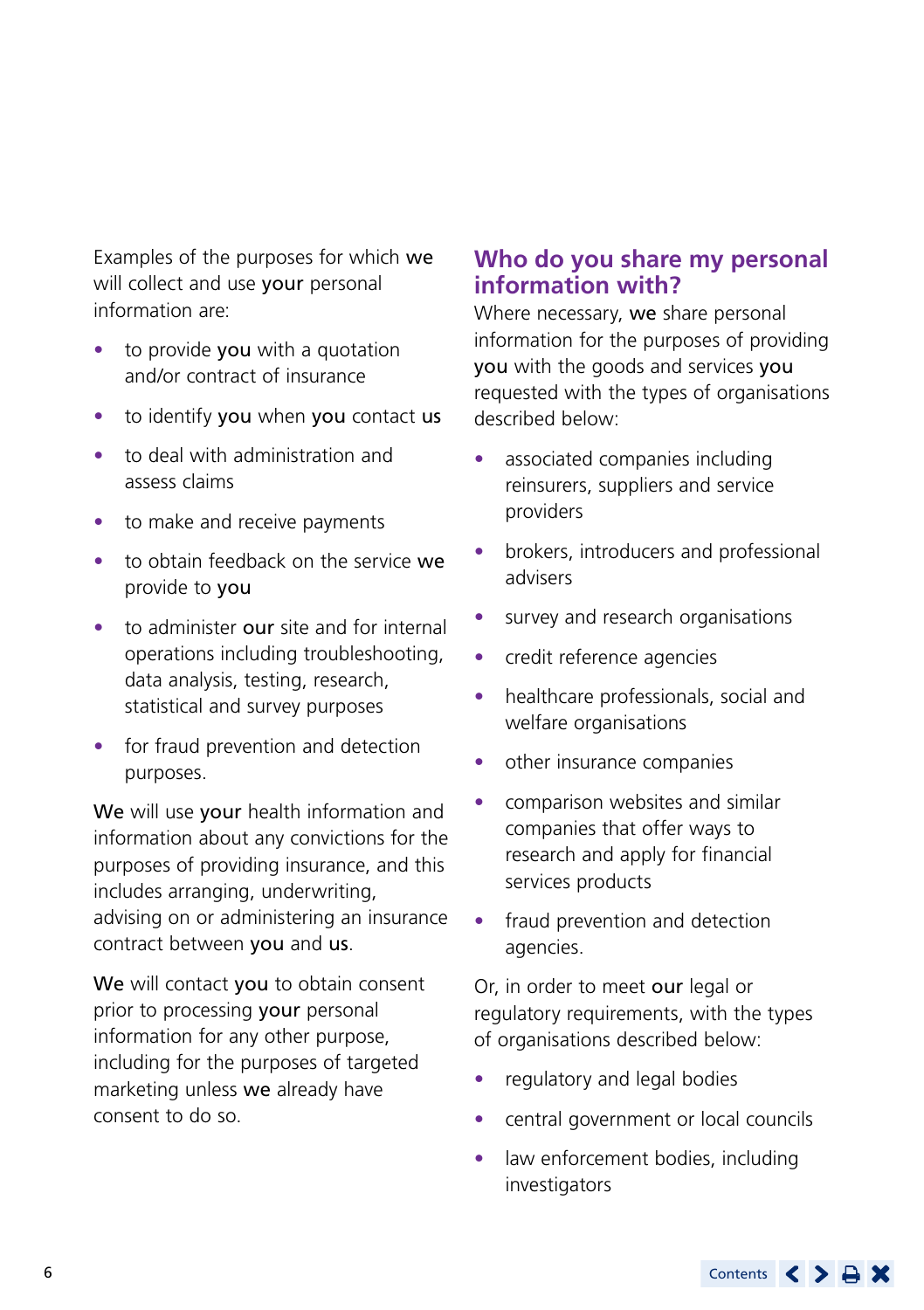Examples of the purposes for which **we** will collect and use **your** personal information are:

- to provide **you** with a quotation and/or contract of insurance
- to identify **you** when **you** contact **us**
- to deal with administration and assess claims
- to make and receive payments
- to obtain feedback on the service **we** provide to **you**
- to administer **our** site and for internal operations including troubleshooting, data analysis, testing, research, statistical and survey purposes
- for fraud prevention and detection purposes.

**We** will use **your** health information and information about any convictions for the purposes of providing insurance, and this includes arranging, underwriting, advising on or administering an insurance contract between **you** and **us**.

**We** will contact **you** to obtain consent prior to processing **your** personal information for any other purpose, including for the purposes of targeted marketing unless **we** already have consent to do so.

## Who do you share my personal information with?

Where necessary, **we** share personal information for the purposes of providing **you** with the goods and services **you** requested with the types of organisations described below:

- associated companies including reinsurers, suppliers and service providers
- brokers, introducers and professional advisers
- survey and research organisations
- credit reference agencies
- healthcare professionals, social and welfare organisations
- other insurance companies
- comparison websites and similar companies that offer ways to research and apply for financial services products
- fraud prevention and detection agencies.

Or, in order to meet **our** legal or regulatory requirements, with the types of organisations described below:

- regulatory and legal bodies
- central government or local councils
- law enforcement bodies, including investigators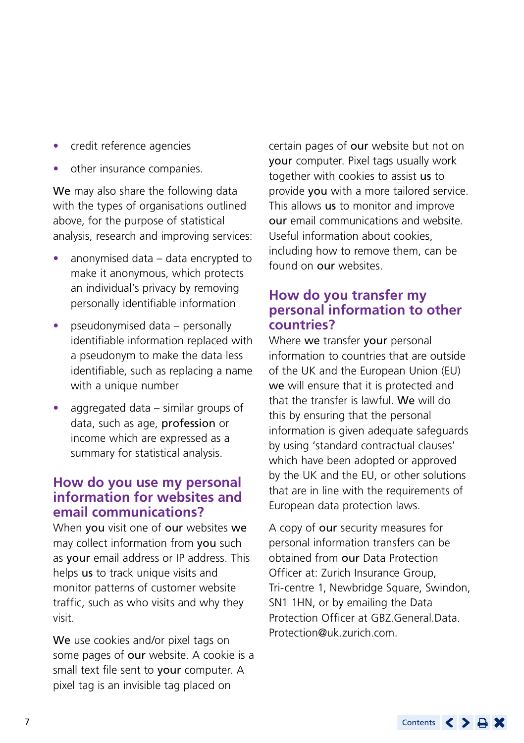- credit reference agencies
- other insurance companies.

**We** may also share the following data with the types of organisations outlined above, for the purpose of statistical analysis, research and improving services:

- anonymised data – data encrypted to make it anonymous, which protects an individual's privacy by removing personally identifiable information
- pseudonymised data – personally identifiable information replaced with a pseudonym to make the data less identifiable, such as replacing a name with a unique number
- aggregated data – similar groups of data, such as age, **profession** or income which are expressed as a summary for statistical analysis.

## How do you use my personal information for websites and email communications?

When **you** visit one of **our** websites **we** may collect information from **you** such as **your** email address or IP address. This helps **us** to track unique visits and monitor patterns of customer website traffic, such as who visits and why they visit.

**We** use cookies and/or pixel tags on some pages of **our** website. A cookie is a small text file sent to **your** computer. A pixel tag is an invisible tag placed on certain pages of **our** website but not on **your** computer. Pixel tags usually work together with cookies to assist **us** to provide **you** with a more tailored service. This allows **us** to monitor and improve **our** email communications and website. Useful information about cookies, including how to remove them, can be found on **our** websites.

## How do you transfer my personal information to other countries?

Where **we** transfer **your** personal information to countries that are outside of the UK and the European Union (EU) **we** will ensure that it is protected and that the transfer is lawful. **We** will do this by ensuring that the personal information is given adequate safeguards by using 'standard contractual clauses' which have been adopted or approved by the UK and the EU, or other solutions that are in line with the requirements of European data protection laws.

A copy of **our** security measures for personal information transfers can be obtained from **our** Data Protection Officer at: Zurich Insurance Group, Tri-centre 1, Newbridge Square, Swindon, SN1 1HN, or by emailing the Data Protection Officer at GBZ.General.Data.Protection@uk.zurich.com.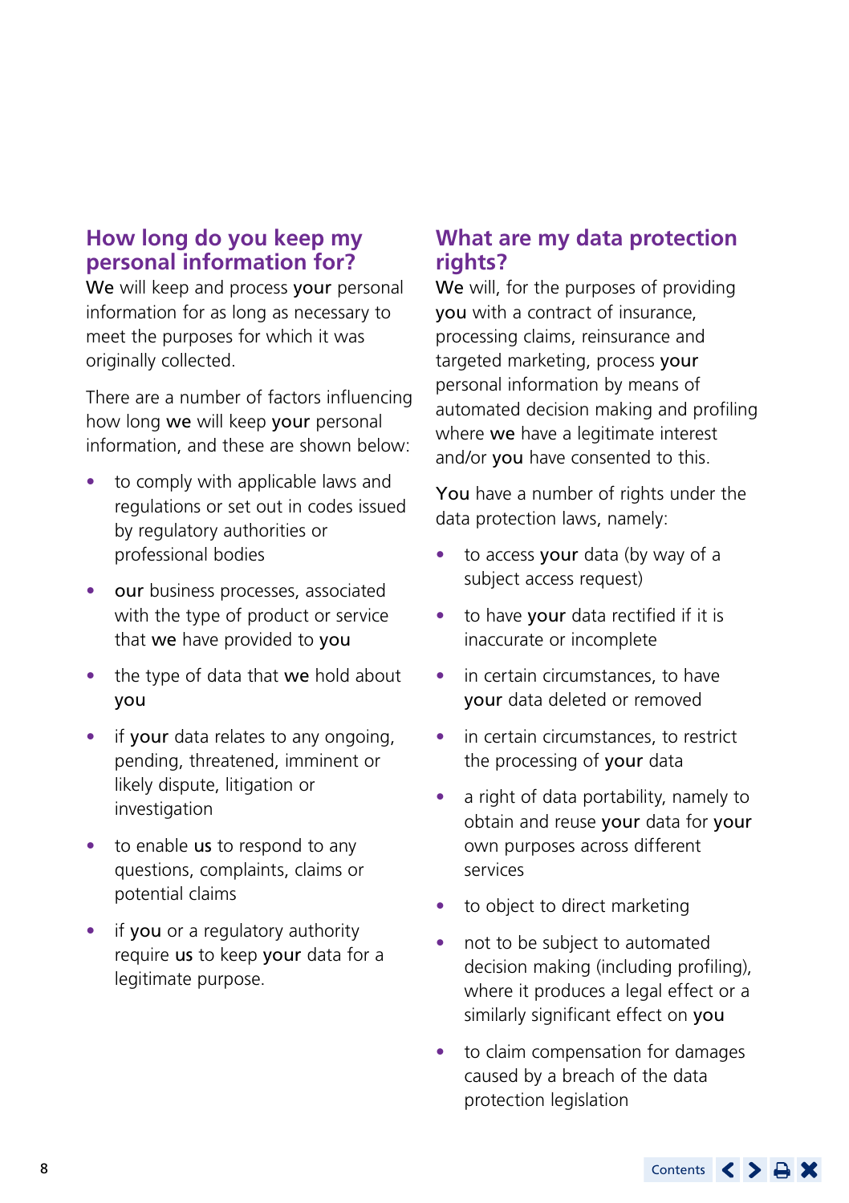## How long do you keep my personal information for?

**We** will keep and process **your** personal information for as long as necessary to meet the purposes for which it was originally collected.

There are a number of factors influencing how long **we** will keep **your** personal information, and these are shown below:

- to comply with applicable laws and regulations or set out in codes issued by regulatory authorities or professional bodies
- **our** business processes, associated with the type of product or service that **we** have provided to **you**
- the type of data that **we** hold about **you**
- if **your** data relates to any ongoing, pending, threatened, imminent or likely dispute, litigation or investigation
- to enable **us** to respond to any questions, complaints, claims or potential claims
- if **you** or a regulatory authority require **us** to keep **your** data for a legitimate purpose.

## What are my data protection rights?

**We** will, for the purposes of providing **you** with a contract of insurance, processing claims, reinsurance and targeted marketing, process **your** personal information by means of automated decision making and profiling where **we** have a legitimate interest and/or **you** have consented to this.

**You** have a number of rights under the data protection laws, namely:

- to access **your** data (by way of a subject access request)
- to have **your** data rectified if it is inaccurate or incomplete
- in certain circumstances, to have **your** data deleted or removed
- in certain circumstances, to restrict the processing of **your** data
- a right of data portability, namely to obtain and reuse **your** data for **your** own purposes across different services
- to object to direct marketing
- not to be subject to automated decision making (including profiling), where it produces a legal effect or a similarly significant effect on **you**
- to claim compensation for damages caused by a breach of the data protection legislation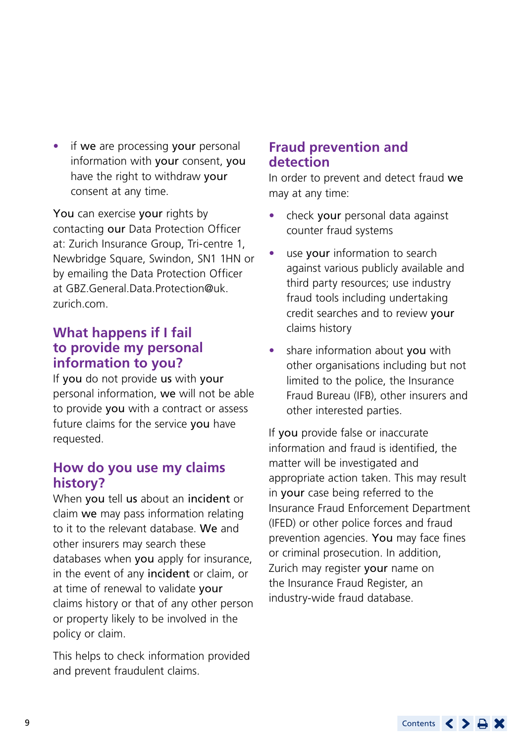- if **we** are processing **your** personal information with **your** consent, **you** have the right to withdraw **your** consent at any time.

**You** can exercise **your** rights by contacting **our** Data Protection Officer at: Zurich Insurance Group, Tri-centre 1, Newbridge Square, Swindon, SN1 1HN or by emailing the Data Protection Officer at GBZ.General.Data.Protection@uk.zurich.com.

## What happens if I fail to provide my personal information to you?

If **you** do not provide **us** with **your** personal information, **we** will not be able to provide **you** with a contract or assess future claims for the service **you** have requested.

## How do you use my claims history?

When **you** tell **us** about an **incident** or claim **we** may pass information relating to it to the relevant database. **We** and other insurers may search these databases when **you** apply for insurance, in the event of any **incident** or claim, or at time of renewal to validate **your** claims history or that of any other person or property likely to be involved in the policy or claim.

This helps to check information provided and prevent fraudulent claims.

## Fraud prevention and detection

In order to prevent and detect fraud **we** may at any time:

- check **your** personal data against counter fraud systems
- use **your** information to search against various publicly available and third party resources; use industry fraud tools including undertaking credit searches and to review **your** claims history
- share information about **you** with other organisations including but not limited to the police, the Insurance Fraud Bureau (IFB), other insurers and other interested parties.

If **you** provide false or inaccurate information and fraud is identified, the matter will be investigated and appropriate action taken. This may result in **your** case being referred to the Insurance Fraud Enforcement Department (IFED) or other police forces and fraud prevention agencies. **You** may face fines or criminal prosecution. In addition, Zurich may register **your** name on the Insurance Fraud Register, an industry-wide fraud database.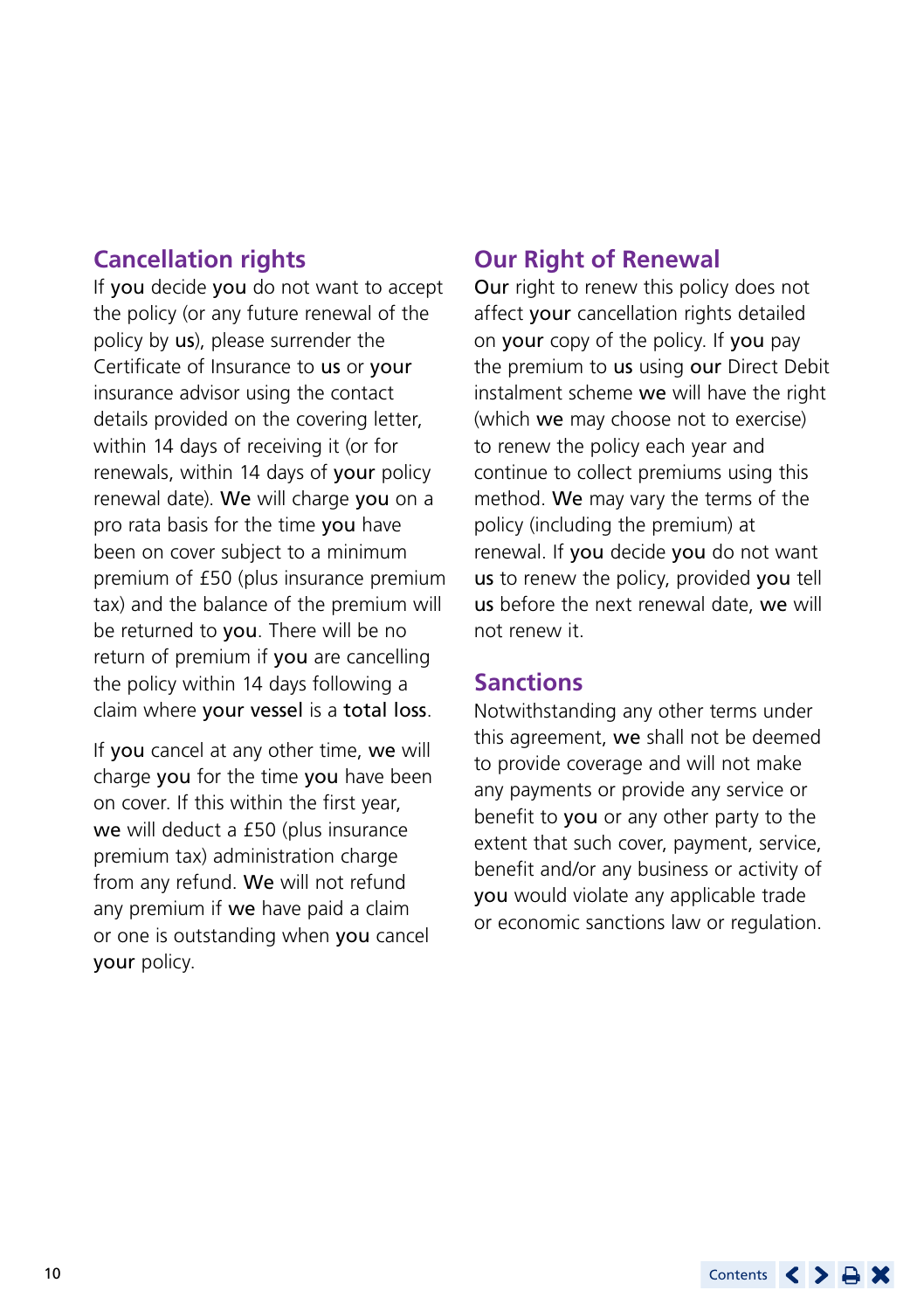## Cancellation rights

If **you** decide **you** do not want to accept the policy (or any future renewal of the policy by **us**), please surrender the Certificate of Insurance to **us** or **your** insurance advisor using the contact details provided on the covering letter, within 14 days of receiving it (or for renewals, within 14 days of **your** policy renewal date). **We** will charge **you** on a pro rata basis for the time **you** have been on cover subject to a minimum premium of £50 (plus insurance premium tax) and the balance of the premium will be returned to **you**. There will be no return of premium if **you** are cancelling the policy within 14 days following a claim where **your vessel** is a **total loss**.

If **you** cancel at any other time, **we** will charge **you** for the time **you** have been on cover. If this within the first year, **we** will deduct a £50 (plus insurance premium tax) administration charge from any refund. **We** will not refund any premium if **we** have paid a claim or one is outstanding when **you** cancel **your** policy.

## Our Right of Renewal

**Our** right to renew this policy does not affect **your** cancellation rights detailed on **your** copy of the policy. If **you** pay the premium to **us** using **our** Direct Debit instalment scheme **we** will have the right (which **we** may choose not to exercise) to renew the policy each year and continue to collect premiums using this method. **We** may vary the terms of the policy (including the premium) at renewal. If **you** decide **you** do not want **us** to renew the policy, provided **you** tell **us** before the next renewal date, **we** will not renew it.

## Sanctions

Notwithstanding any other terms under this agreement, **we** shall not be deemed to provide coverage and will not make any payments or provide any service or benefit to **you** or any other party to the extent that such cover, payment, service, benefit and/or any business or activity of **you** would violate any applicable trade or economic sanctions law or regulation.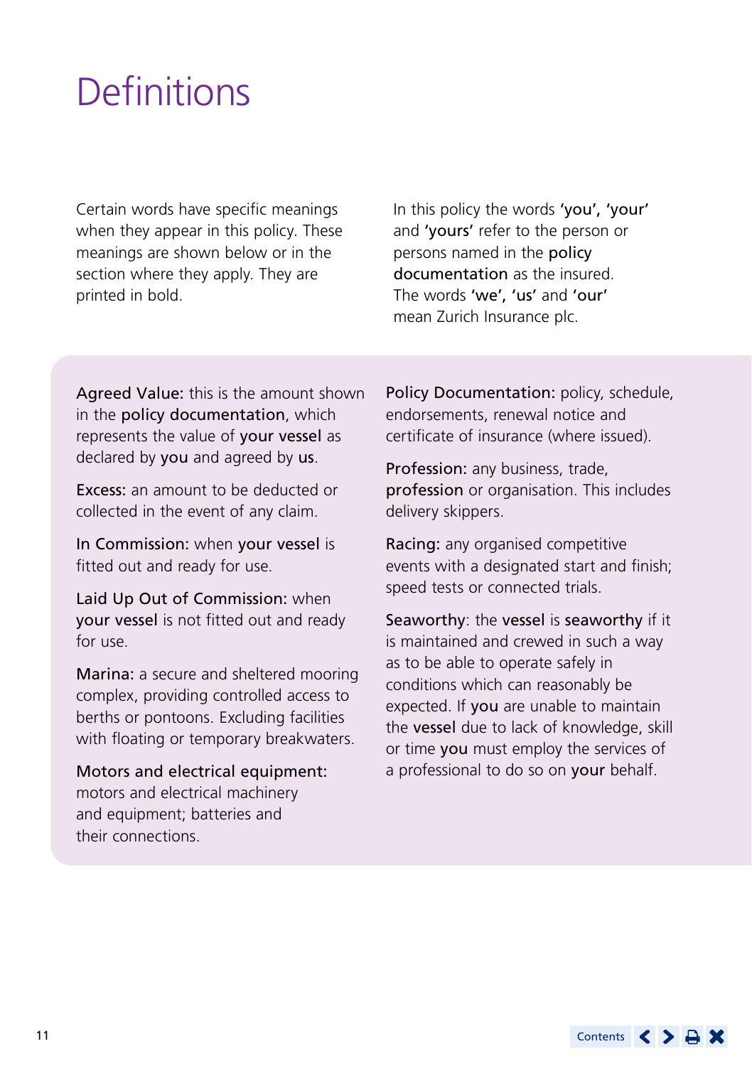# Definitions

Certain words have specific meanings when they appear in this policy. These meanings are shown below or in the section where they apply. They are printed in bold.

In this policy the words **'you', 'your'** and **'yours'** refer to the person or persons named in the **policy documentation** as the insured. The words **'we', 'us'** and **'our'** mean Zurich Insurance plc.

**Agreed Value:** this is the amount shown in the **policy documentation**, which represents the value of **your vessel** as declared by **you** and agreed by **us**.

**Excess:** an amount to be deducted or collected in the event of any claim.

**In Commission:** when **your vessel** is fitted out and ready for use.

**Laid Up Out of Commission:** when **your vessel** is not fitted out and ready for use.

**Marina:** a secure and sheltered mooring complex, providing controlled access to berths or pontoons. Excluding facilities with floating or temporary breakwaters.

**Motors and electrical equipment:** motors and electrical machinery and equipment; batteries and their connections.

**Policy Documentation:** policy, schedule, endorsements, renewal notice and certificate of insurance (where issued).

**Profession:** any business, trade, **profession** or organisation. This includes delivery skippers.

**Racing:** any organised competitive events with a designated start and finish; speed tests or connected trials.

**Seaworthy**: the **vessel** is **seaworthy** if it is maintained and crewed in such a way as to be able to operate safely in conditions which can reasonably be expected. If **you** are unable to maintain the **vessel** due to lack of knowledge, skill or time **you** must employ the services of a professional to do so on **your** behalf.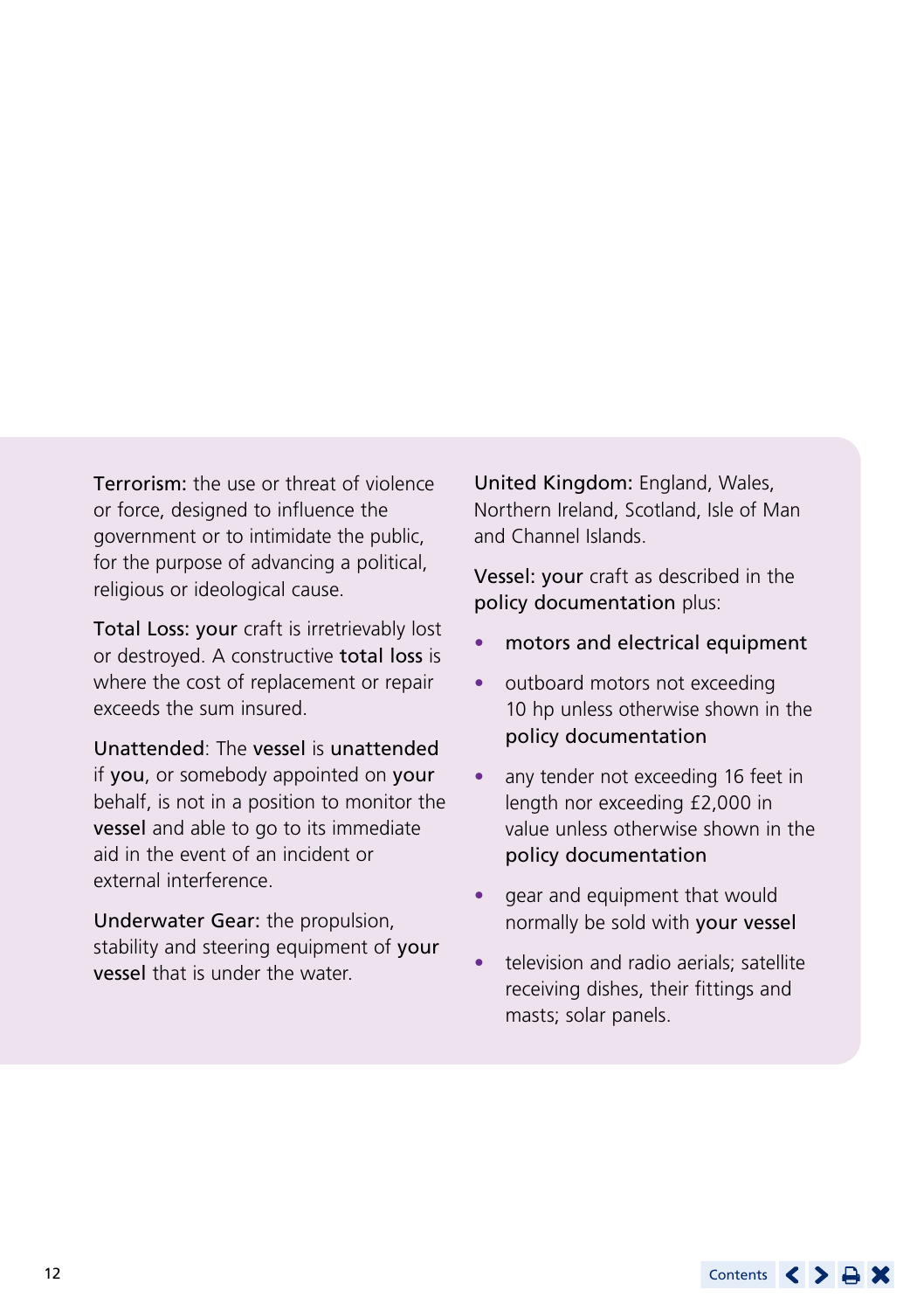**Terrorism:** the use or threat of violence or force, designed to influence the government or to intimidate the public, for the purpose of advancing a political, religious or ideological cause.

**Total Loss:** **your** craft is irretrievably lost or destroyed. A constructive **total loss** is where the cost of replacement or repair exceeds the sum insured.

**Unattended**: The **vessel** is **unattended** if **you**, or somebody appointed on **your** behalf, is not in a position to monitor the **vessel** and able to go to its immediate aid in the event of an incident or external interference.

**Underwater Gear:** the propulsion, stability and steering equipment of **your vessel** that is under the water.

**United Kingdom:** England, Wales, Northern Ireland, Scotland, Isle of Man and Channel Islands.

**Vessel:** **your** craft as described in the **policy documentation** plus:

- **motors and electrical equipment**
- outboard motors not exceeding 10 hp unless otherwise shown in the **policy documentation**
- any tender not exceeding 16 feet in length nor exceeding £2,000 in value unless otherwise shown in the **policy documentation**
- gear and equipment that would normally be sold with **your vessel**
- television and radio aerials; satellite receiving dishes, their fittings and masts; solar panels.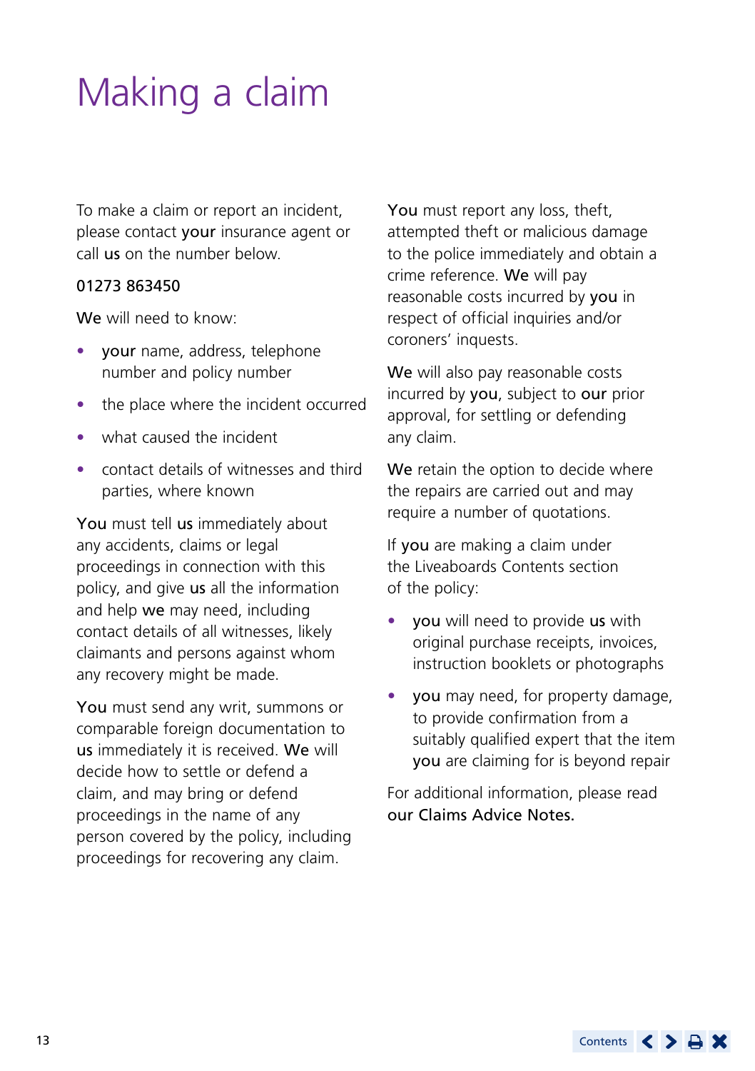# Making a claim

To make a claim or report an incident, please contact **your** insurance agent or call **us** on the number below.

**01273 863450**

**We** will need to know:

- **your** name, address, telephone number and policy number
- the place where the incident occurred
- what caused the incident
- contact details of witnesses and third parties, where known

**You** must tell **us** immediately about any accidents, claims or legal proceedings in connection with this policy, and give **us** all the information and help **we** may need, including contact details of all witnesses, likely claimants and persons against whom any recovery might be made.

**You** must send any writ, summons or comparable foreign documentation to **us** immediately it is received. **We** will decide how to settle or defend a claim, and may bring or defend proceedings in the name of any person covered by the policy, including proceedings for recovering any claim.

**You** must report any loss, theft, attempted theft or malicious damage to the police immediately and obtain a crime reference. **We** will pay reasonable costs incurred by **you** in respect of official inquiries and/or coroners' inquests.

**We** will also pay reasonable costs incurred by **you**, subject to **our** prior approval, for settling or defending any claim.

**We** retain the option to decide where the repairs are carried out and may require a number of quotations.

If **you** are making a claim under the Liveaboards Contents section of the policy:

- **you** will need to provide **us** with original purchase receipts, invoices, instruction booklets or photographs
- **you** may need, for property damage, to provide confirmation from a suitably qualified expert that the item **you** are claiming for is beyond repair

For additional information, please read **our Claims Advice Notes.**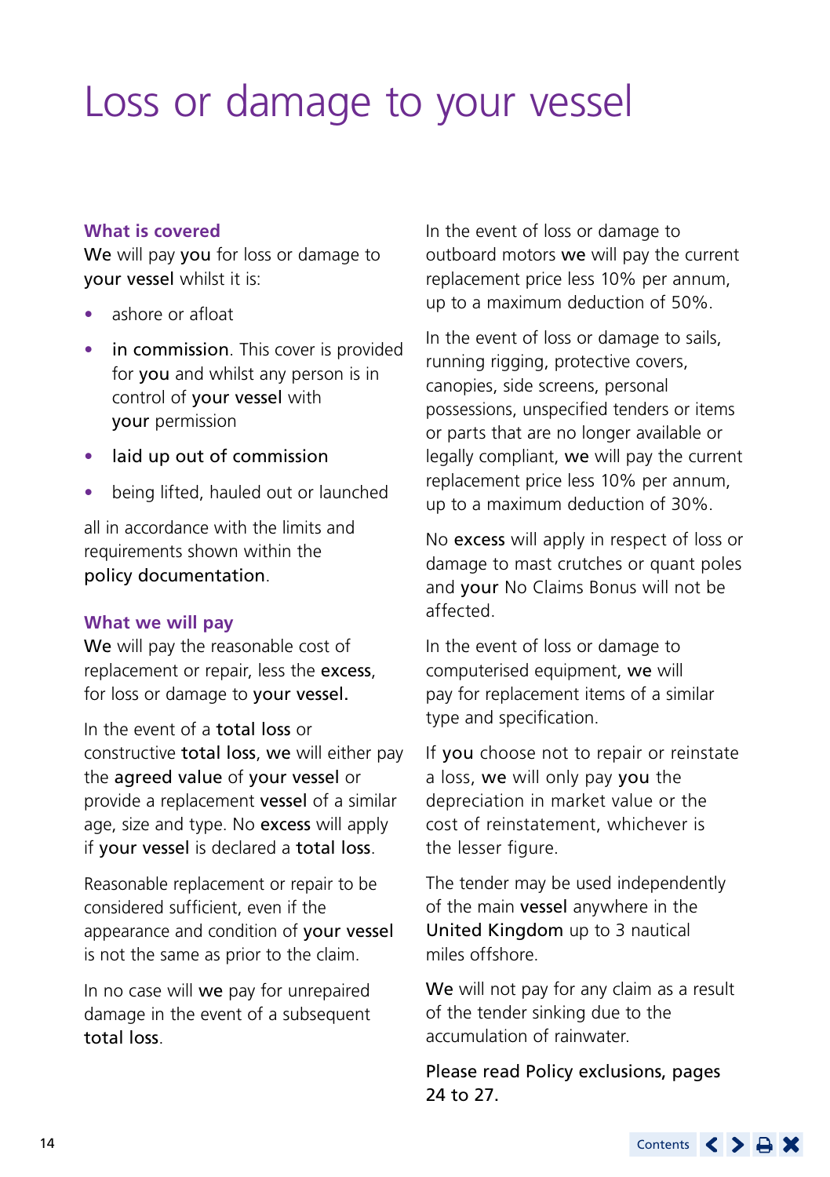# Loss or damage to your vessel

### What is covered

**We** will pay **you** for loss or damage to **your vessel** whilst it is:

- ashore or afloat
- **in commission**. This cover is provided for **you** and whilst any person is in control of **your vessel** with **your** permission
- **laid up out of commission**
- being lifted, hauled out or launched

all in accordance with the limits and requirements shown within the **policy documentation**.

### What we will pay

**We** will pay the reasonable cost of replacement or repair, less the **excess**, for loss or damage to **your vessel.**

In the event of a **total loss** or constructive **total loss**, **we** will either pay the **agreed value** of **your vessel** or provide a replacement **vessel** of a similar age, size and type. No **excess** will apply if **your vessel** is declared a **total loss**.

Reasonable replacement or repair to be considered sufficient, even if the appearance and condition of **your vessel** is not the same as prior to the claim.

In no case will **we** pay for unrepaired damage in the event of a subsequent **total loss**.

In the event of loss or damage to outboard motors **we** will pay the current replacement price less 10% per annum, up to a maximum deduction of 50%.

In the event of loss or damage to sails, running rigging, protective covers, canopies, side screens, personal possessions, unspecified tenders or items or parts that are no longer available or legally compliant, **we** will pay the current replacement price less 10% per annum, up to a maximum deduction of 30%.

No **excess** will apply in respect of loss or damage to mast crutches or quant poles and **your** No Claims Bonus will not be affected.

In the event of loss or damage to computerised equipment, **we** will pay for replacement items of a similar type and specification.

If **you** choose not to repair or reinstate a loss, **we** will only pay **you** the depreciation in market value or the cost of reinstatement, whichever is the lesser figure.

The tender may be used independently of the main **vessel** anywhere in the **United Kingdom** up to 3 nautical miles offshore.

**We** will not pay for any claim as a result of the tender sinking due to the accumulation of rainwater.

**Please read Policy exclusions, pages 24 to 27.**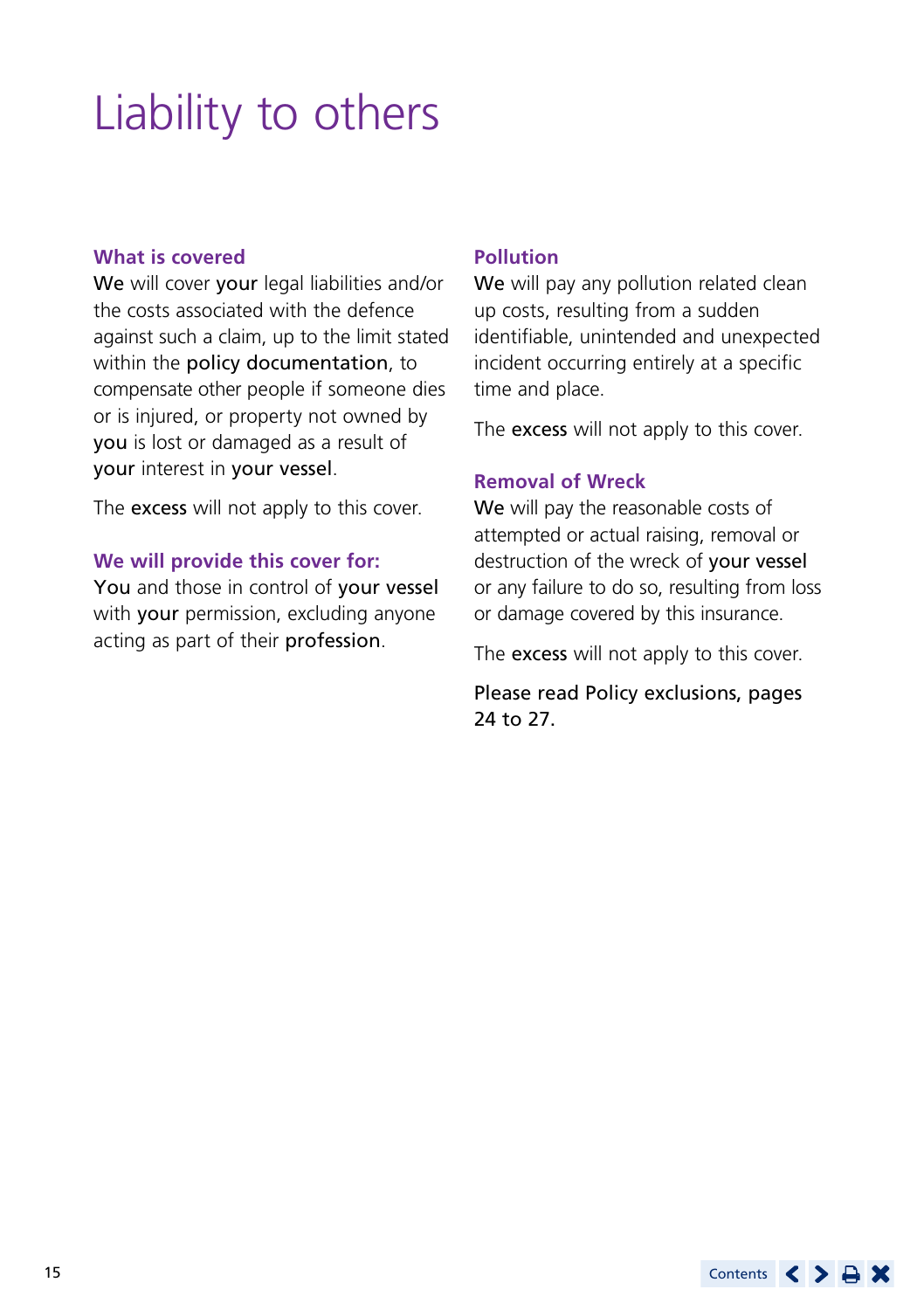# Liability to others

## What is covered

**We** will cover **your** legal liabilities and/or the costs associated with the defence against such a claim, up to the limit stated within the **policy documentation**, to compensate other people if someone dies or is injured, or property not owned by **you** is lost or damaged as a result of **your** interest in **your vessel**.

The **excess** will not apply to this cover.

## We will provide this cover for:

**You** and those in control of **your vessel** with **your** permission, excluding anyone acting as part of their **profession**.

## Pollution

**We** will pay any pollution related clean up costs, resulting from a sudden identifiable, unintended and unexpected incident occurring entirely at a specific time and place.

The **excess** will not apply to this cover.

## Removal of Wreck

**We** will pay the reasonable costs of attempted or actual raising, removal or destruction of the wreck of **your vessel** or any failure to do so, resulting from loss or damage covered by this insurance.

The **excess** will not apply to this cover.

Please read Policy exclusions, pages 24 to 27.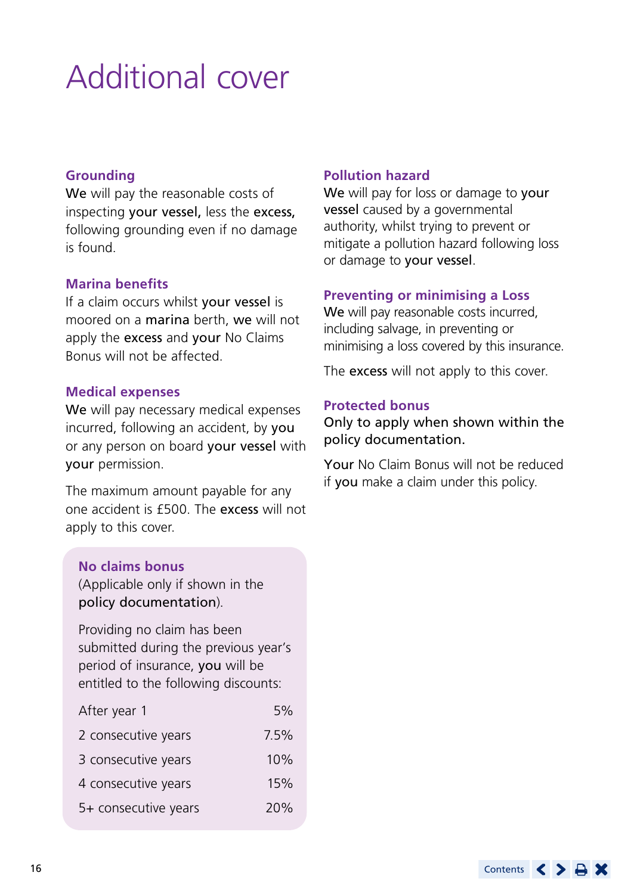# Additional cover

### Grounding

**We** will pay the reasonable costs of inspecting **your vessel,** less the **excess,** following grounding even if no damage is found.

### Marina benefits

If a claim occurs whilst **your vessel** is moored on a **marina** berth, **we** will not apply the **excess** and **your** No Claims Bonus will not be affected.

### Medical expenses

**We** will pay necessary medical expenses incurred, following an accident, by **you** or any person on board **your vessel** with **your** permission.

The maximum amount payable for any one accident is £500. The **excess** will not apply to this cover.

### No claims bonus

(Applicable only if shown in the **policy documentation**).

Providing no claim has been submitted during the previous year's period of insurance, **you** will be entitled to the following discounts:

| | |
|---|---|
| After year 1 | 5% |
| 2 consecutive years | 7.5% |
| 3 consecutive years | 10% |
| 4 consecutive years | 15% |
| 5+ consecutive years | 20% |

### Pollution hazard

**We** will pay for loss or damage to **your vessel** caused by a governmental authority, whilst trying to prevent or mitigate a pollution hazard following loss or damage to **your vessel**.

### Preventing or minimising a Loss

**We** will pay reasonable costs incurred, including salvage, in preventing or minimising a loss covered by this insurance.

The **excess** will not apply to this cover.

### Protected bonus

**Only to apply when shown within the policy documentation.**

**Your** No Claim Bonus will not be reduced if **you** make a claim under this policy.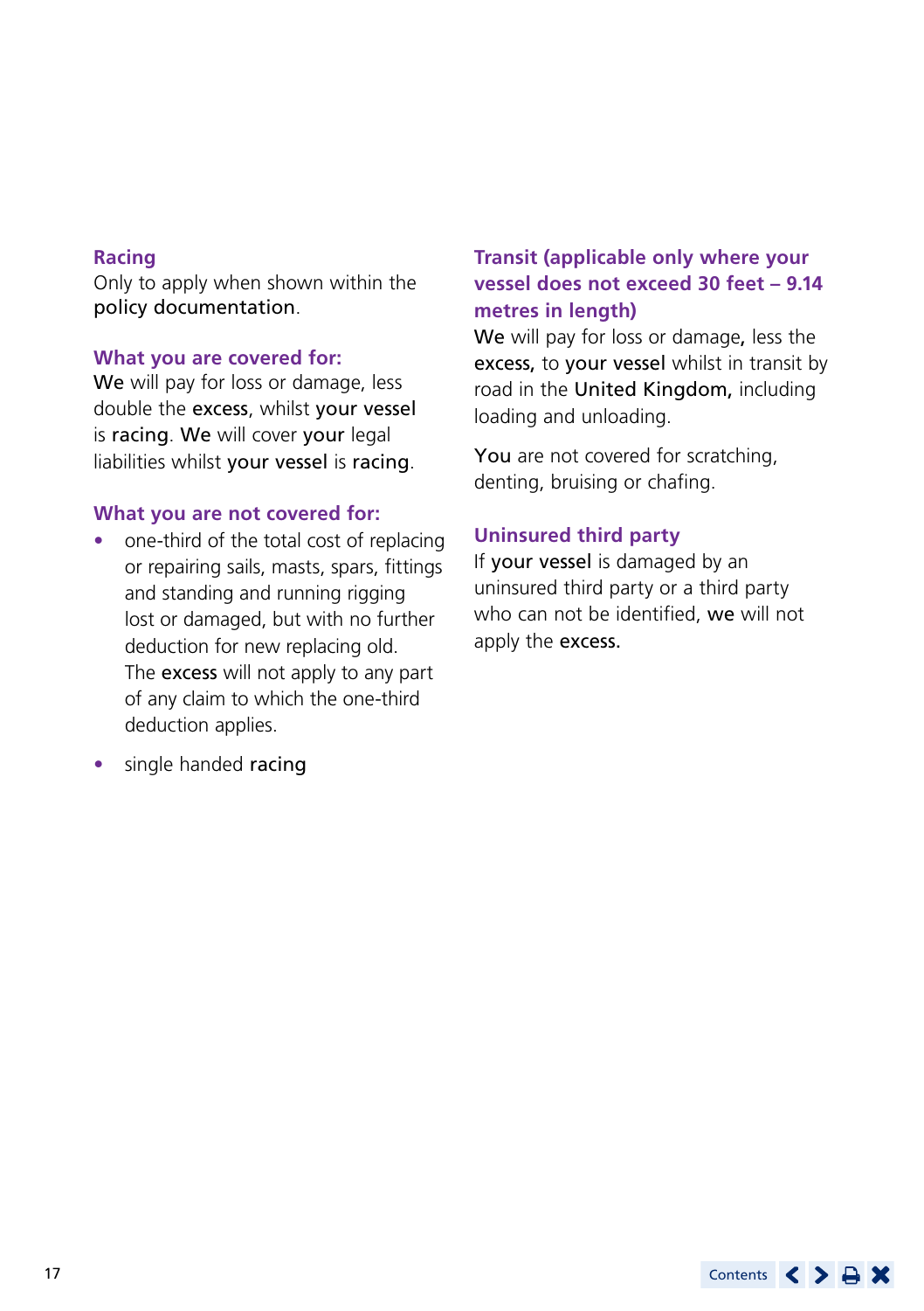## Racing

Only to apply when shown within the **policy documentation**.

### What you are covered for:

**We** will pay for loss or damage, less double the **excess**, whilst **your vessel** is **racing**. **We** will cover **your** legal liabilities whilst **your vessel** is **racing**.

### What you are not covered for:

- one-third of the total cost of replacing or repairing sails, masts, spars, fittings and standing and running rigging lost or damaged, but with no further deduction for new replacing old. The **excess** will not apply to any part of any claim to which the one-third deduction applies.
- single handed **racing**

## Transit (applicable only where your vessel does not exceed 30 feet – 9.14 metres in length)

**We** will pay for loss or damage**,** less the **excess,** to **your vessel** whilst in transit by road in the **United Kingdom,** including loading and unloading.

**You** are not covered for scratching, denting, bruising or chafing.

## Uninsured third party

If **your vessel** is damaged by an uninsured third party or a third party who can not be identified, **we** will not apply the **excess.**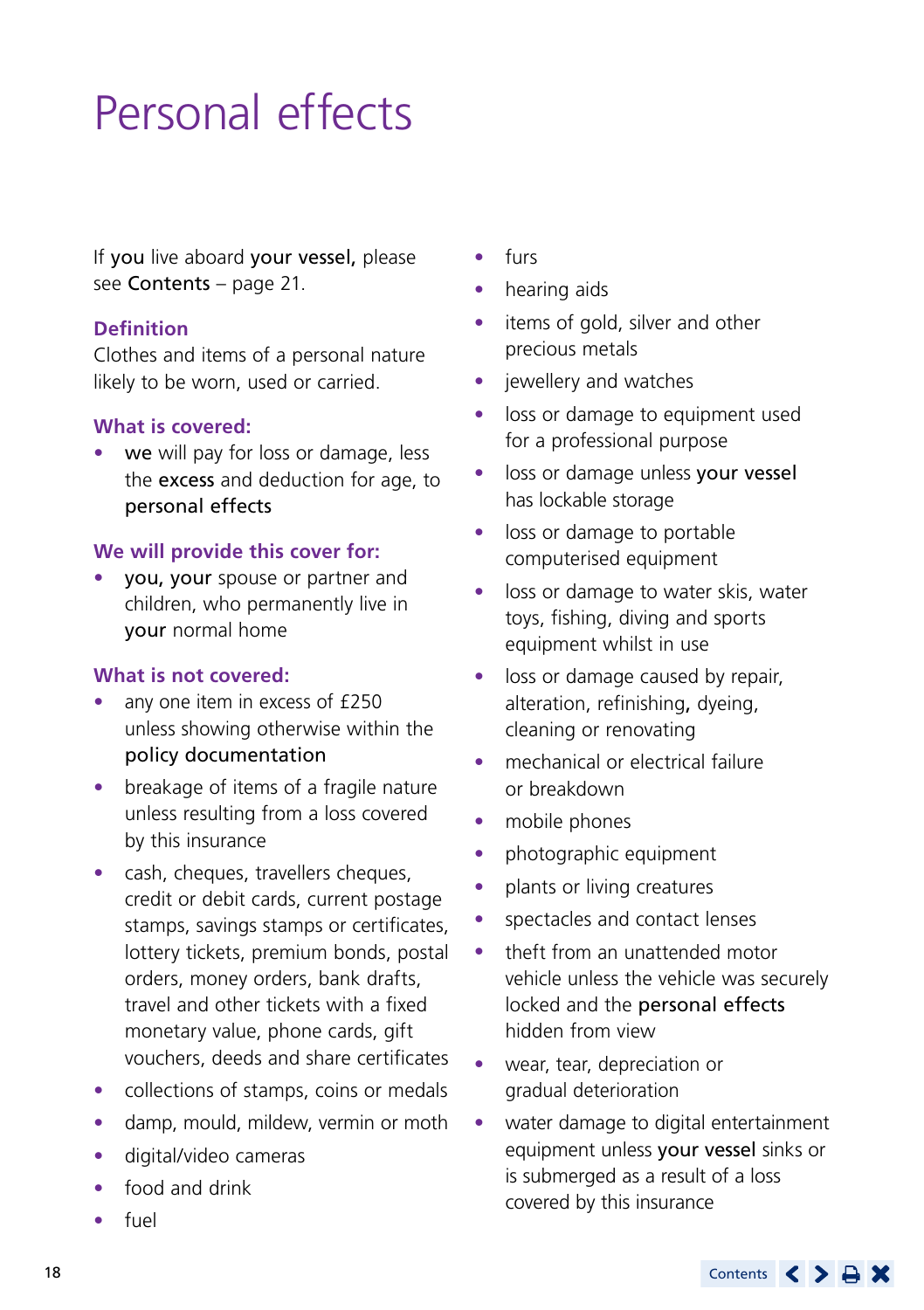# Personal effects

If **you** live aboard **your vessel,** please see **Contents** – page 21.

### Definition

Clothes and items of a personal nature likely to be worn, used or carried.

### What is covered:

- **we** will pay for loss or damage, less the **excess** and deduction for age, to **personal effects**

### We will provide this cover for:

- **you, your** spouse or partner and children, who permanently live in **your** normal home

### What is not covered:

- any one item in excess of £250 unless showing otherwise within the **policy documentation**
- breakage of items of a fragile nature unless resulting from a loss covered by this insurance
- cash, cheques, travellers cheques, credit or debit cards, current postage stamps, savings stamps or certificates, lottery tickets, premium bonds, postal orders, money orders, bank drafts, travel and other tickets with a fixed monetary value, phone cards, gift vouchers, deeds and share certificates
- collections of stamps, coins or medals
- damp, mould, mildew, vermin or moth
- digital/video cameras
- food and drink
- fuel
- furs
- hearing aids
- items of gold, silver and other precious metals
- jewellery and watches
- loss or damage to equipment used for a professional purpose
- loss or damage unless **your vessel** has lockable storage
- loss or damage to portable computerised equipment
- loss or damage to water skis, water toys, fishing, diving and sports equipment whilst in use
- loss or damage caused by repair, alteration, refinishing, dyeing, cleaning or renovating
- mechanical or electrical failure or breakdown
- mobile phones
- photographic equipment
- plants or living creatures
- spectacles and contact lenses
- theft from an unattended motor vehicle unless the vehicle was securely locked and the **personal effects** hidden from view
- wear, tear, depreciation or gradual deterioration
- water damage to digital entertainment equipment unless **your vessel** sinks or is submerged as a result of a loss covered by this insurance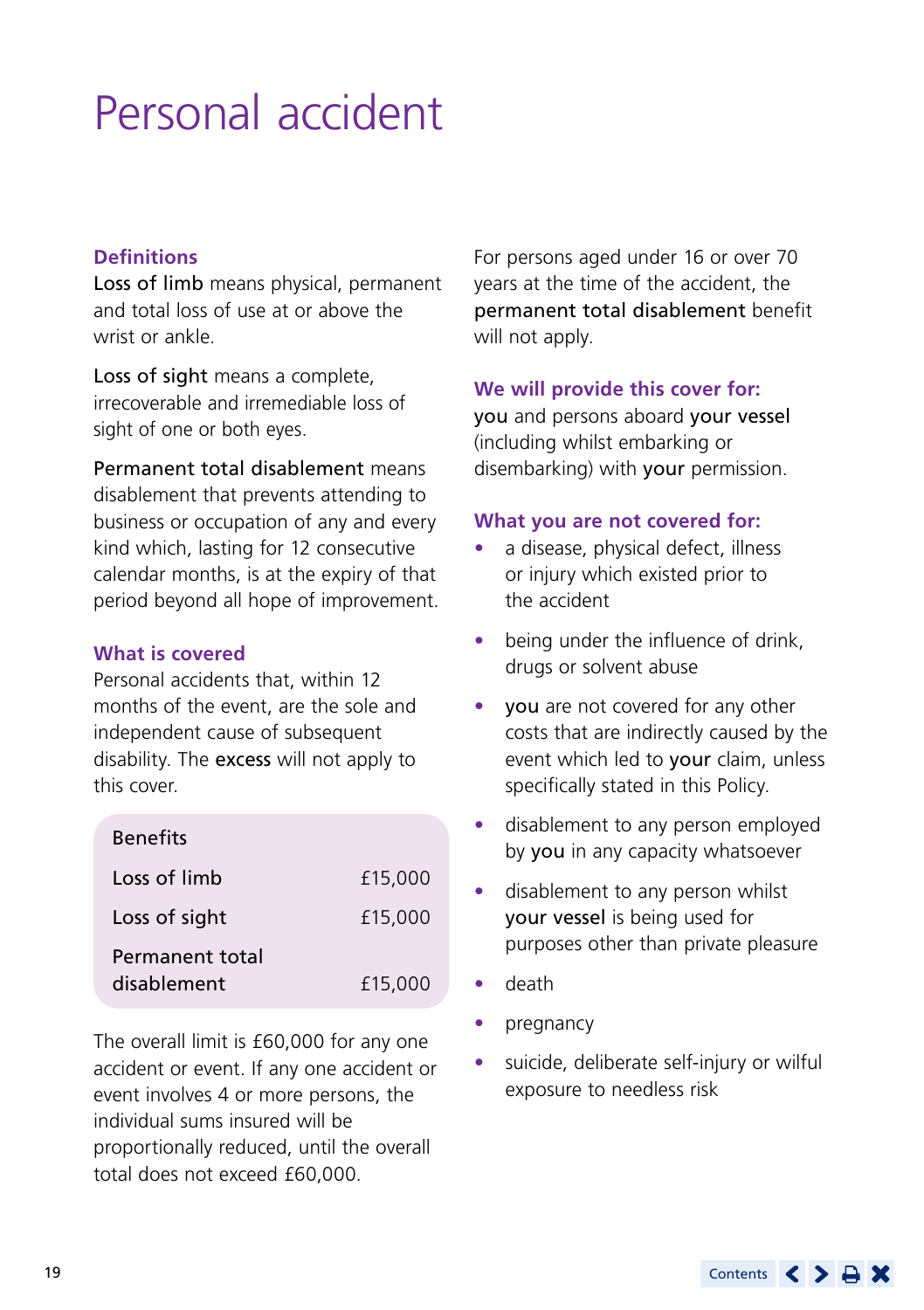# Personal accident

### Definitions

**Loss of limb** means physical, permanent and total loss of use at or above the wrist or ankle.

**Loss of sight** means a complete, irrecoverable and irremediable loss of sight of one or both eyes.

**Permanent total disablement** means disablement that prevents attending to business or occupation of any and every kind which, lasting for 12 consecutive calendar months, is at the expiry of that period beyond all hope of improvement.

### What is covered

Personal accidents that, within 12 months of the event, are the sole and independent cause of subsequent disability. The **excess** will not apply to this cover.

| Benefits | |
|---|---|
| Loss of limb | £15,000 |
| Loss of sight | £15,000 |
| Permanent total disablement | £15,000 |

The overall limit is £60,000 for any one accident or event. If any one accident or event involves 4 or more persons, the individual sums insured will be proportionally reduced, until the overall total does not exceed £60,000.

For persons aged under 16 or over 70 years at the time of the accident, the **permanent total disablement** benefit will not apply.

### We will provide this cover for:

**you** and persons aboard **your vessel** (including whilst embarking or disembarking) with **your** permission.

### What you are not covered for:

- a disease, physical defect, illness or injury which existed prior to the accident
- being under the influence of drink, drugs or solvent abuse
- **you** are not covered for any other costs that are indirectly caused by the event which led to **your** claim, unless specifically stated in this Policy.
- disablement to any person employed by **you** in any capacity whatsoever
- disablement to any person whilst **your vessel** is being used for purposes other than private pleasure
- death
- pregnancy
- suicide, deliberate self-injury or wilful exposure to needless risk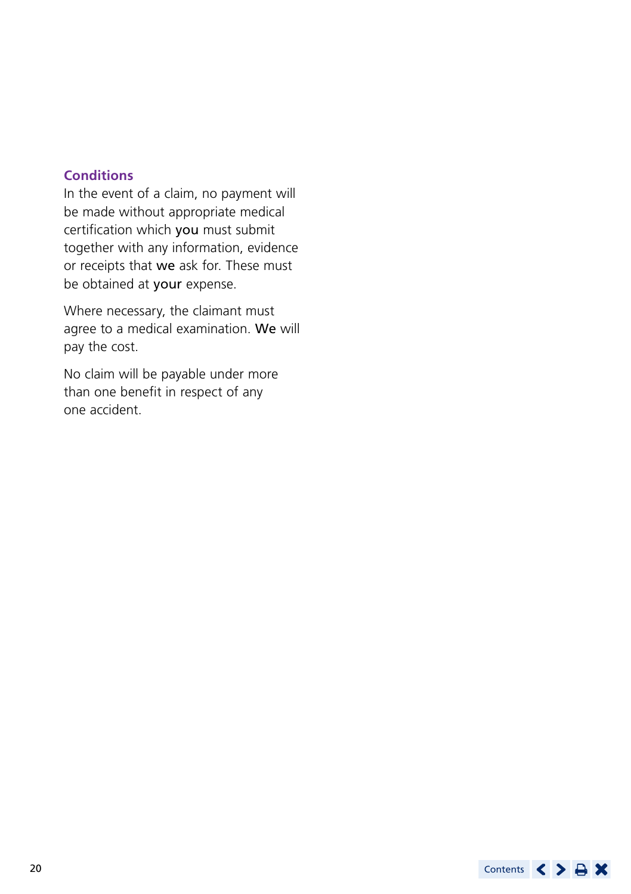## Conditions

In the event of a claim, no payment will be made without appropriate medical certification which **you** must submit together with any information, evidence or receipts that **we** ask for. These must be obtained at **your** expense.

Where necessary, the claimant must agree to a medical examination. **We** will pay the cost.

No claim will be payable under more than one benefit in respect of any one accident.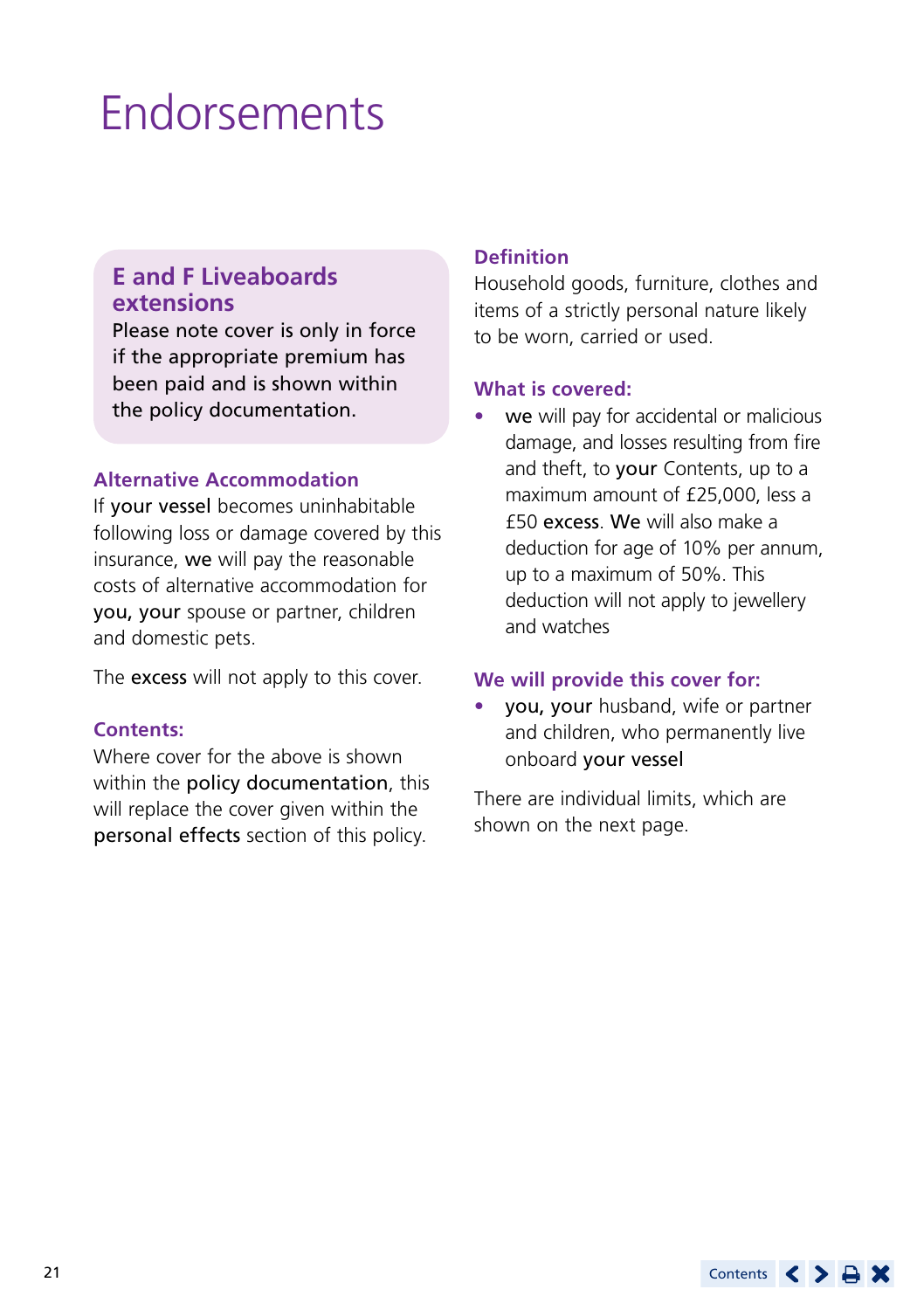# Endorsements

## E and F Liveaboards extensions

Please note cover is only in force if the appropriate premium has been paid and is shown within the policy documentation.

### Alternative Accommodation

If **your vessel** becomes uninhabitable following loss or damage covered by this insurance, **we** will pay the reasonable costs of alternative accommodation for **you, your** spouse or partner, children and domestic pets.

The **excess** will not apply to this cover.

### Contents:

Where cover for the above is shown within the **policy documentation**, this will replace the cover given within the **personal effects** section of this policy.

### Definition

Household goods, furniture, clothes and items of a strictly personal nature likely to be worn, carried or used.

### What is covered:

- **we** will pay for accidental or malicious damage, and losses resulting from fire and theft, to **your** Contents, up to a maximum amount of £25,000, less a £50 **excess**. **We** will also make a deduction for age of 10% per annum, up to a maximum of 50%. This deduction will not apply to jewellery and watches

### We will provide this cover for:

- **you, your** husband, wife or partner and children, who permanently live onboard **your vessel**

There are individual limits, which are shown on the next page.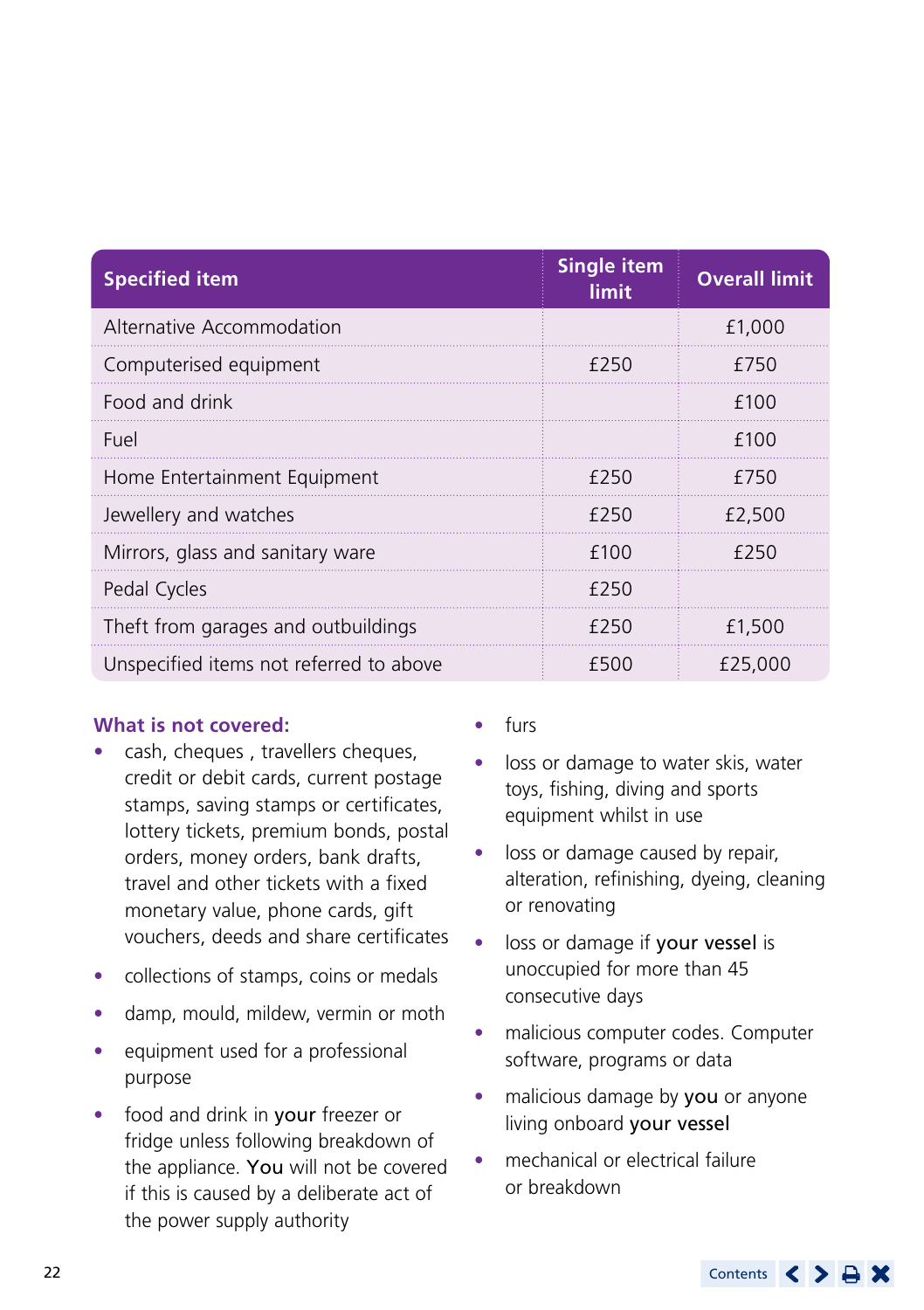| Specified item | Single item limit | Overall limit |
|---|---|---|
| Alternative Accommodation | | £1,000 |
| Computerised equipment | £250 | £750 |
| Food and drink | | £100 |
| Fuel | | £100 |
| Home Entertainment Equipment | £250 | £750 |
| Jewellery and watches | £250 | £2,500 |
| Mirrors, glass and sanitary ware | £100 | £250 |
| Pedal Cycles | £250 | |
| Theft from garages and outbuildings | £250 | £1,500 |
| Unspecified items not referred to above | £500 | £25,000 |

### What is not covered:

- cash, cheques , travellers cheques, credit or debit cards, current postage stamps, saving stamps or certificates, lottery tickets, premium bonds, postal orders, money orders, bank drafts, travel and other tickets with a fixed monetary value, phone cards, gift vouchers, deeds and share certificates
- collections of stamps, coins or medals
- damp, mould, mildew, vermin or moth
- equipment used for a professional purpose
- food and drink in **your** freezer or fridge unless following breakdown of the appliance. **You** will not be covered if this is caused by a deliberate act of the power supply authority
- furs
- loss or damage to water skis, water toys, fishing, diving and sports equipment whilst in use
- loss or damage caused by repair, alteration, refinishing, dyeing, cleaning or renovating
- loss or damage if **your vessel** is unoccupied for more than 45 consecutive days
- malicious computer codes. Computer software, programs or data
- malicious damage by **you** or anyone living onboard **your vessel**
- mechanical or electrical failure or breakdown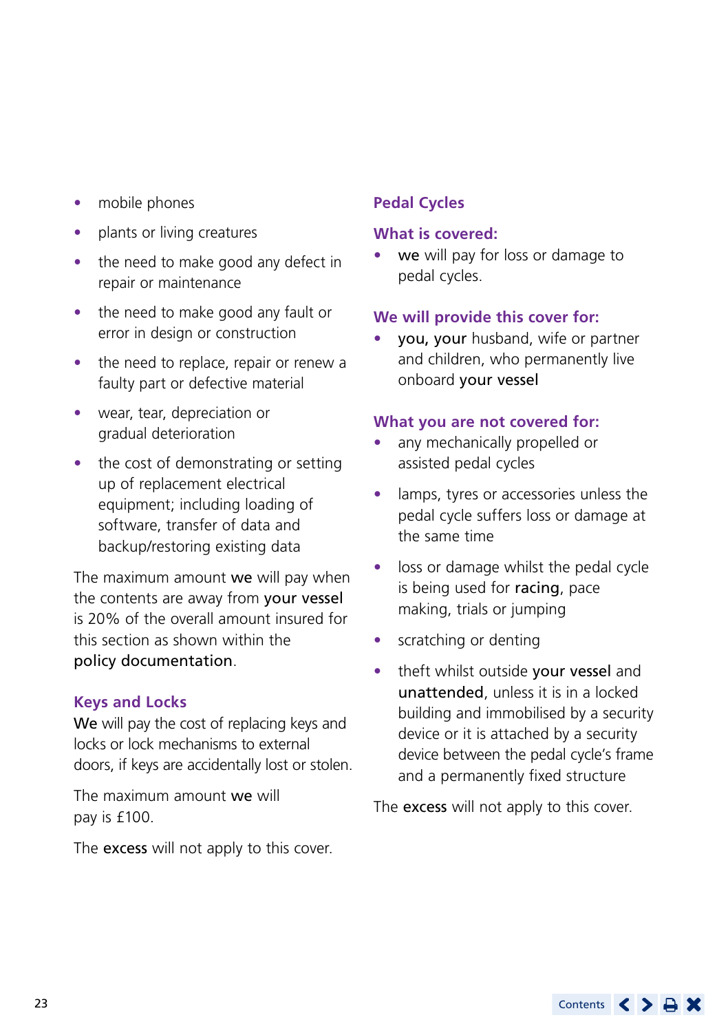- mobile phones
- plants or living creatures
- the need to make good any defect in repair or maintenance
- the need to make good any fault or error in design or construction
- the need to replace, repair or renew a faulty part or defective material
- wear, tear, depreciation or gradual deterioration
- the cost of demonstrating or setting up of replacement electrical equipment; including loading of software, transfer of data and backup/restoring existing data

The maximum amount **we** will pay when the contents are away from **your vessel** is 20% of the overall amount insured for this section as shown within the **policy documentation**.

## Keys and Locks

**We** will pay the cost of replacing keys and locks or lock mechanisms to external doors, if keys are accidentally lost or stolen.

The maximum amount **we** will pay is £100.

The **excess** will not apply to this cover.

## Pedal Cycles

### What is covered:

- **we** will pay for loss or damage to pedal cycles.

### We will provide this cover for:

- **you, your** husband, wife or partner and children, who permanently live onboard **your vessel**

### What you are not covered for:

- any mechanically propelled or assisted pedal cycles
- lamps, tyres or accessories unless the pedal cycle suffers loss or damage at the same time
- loss or damage whilst the pedal cycle is being used for **racing**, pace making, trials or jumping
- scratching or denting
- theft whilst outside **your vessel** and **unattended**, unless it is in a locked building and immobilised by a security device or it is attached by a security device between the pedal cycle's frame and a permanently fixed structure

The **excess** will not apply to this cover.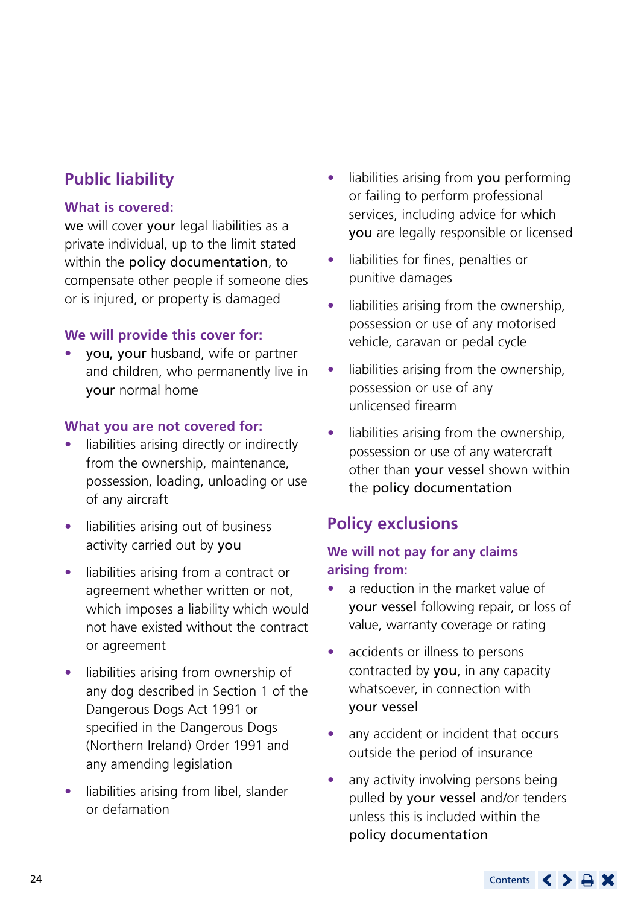## Public liability

### What is covered:

**we** will cover **your** legal liabilities as a private individual, up to the limit stated within the **policy documentation**, to compensate other people if someone dies or is injured, or property is damaged

### We will provide this cover for:

- **you, your** husband, wife or partner and children, who permanently live in **your** normal home

### What you are not covered for:

- liabilities arising directly or indirectly from the ownership, maintenance, possession, loading, unloading or use of any aircraft
- liabilities arising out of business activity carried out by **you**
- liabilities arising from a contract or agreement whether written or not, which imposes a liability which would not have existed without the contract or agreement
- liabilities arising from ownership of any dog described in Section 1 of the Dangerous Dogs Act 1991 or specified in the Dangerous Dogs (Northern Ireland) Order 1991 and any amending legislation
- liabilities arising from libel, slander or defamation
- liabilities arising from **you** performing or failing to perform professional services, including advice for which **you** are legally responsible or licensed
- liabilities for fines, penalties or punitive damages
- liabilities arising from the ownership, possession or use of any motorised vehicle, caravan or pedal cycle
- liabilities arising from the ownership, possession or use of any unlicensed firearm
- liabilities arising from the ownership, possession or use of any watercraft other than **your vessel** shown within the **policy documentation**

## Policy exclusions

### We will not pay for any claims arising from:

- a reduction in the market value of **your vessel** following repair, or loss of value, warranty coverage or rating
- accidents or illness to persons contracted by **you**, in any capacity whatsoever, in connection with **your vessel**
- any accident or incident that occurs outside the period of insurance
- any activity involving persons being pulled by **your vessel** and/or tenders unless this is included within the **policy documentation**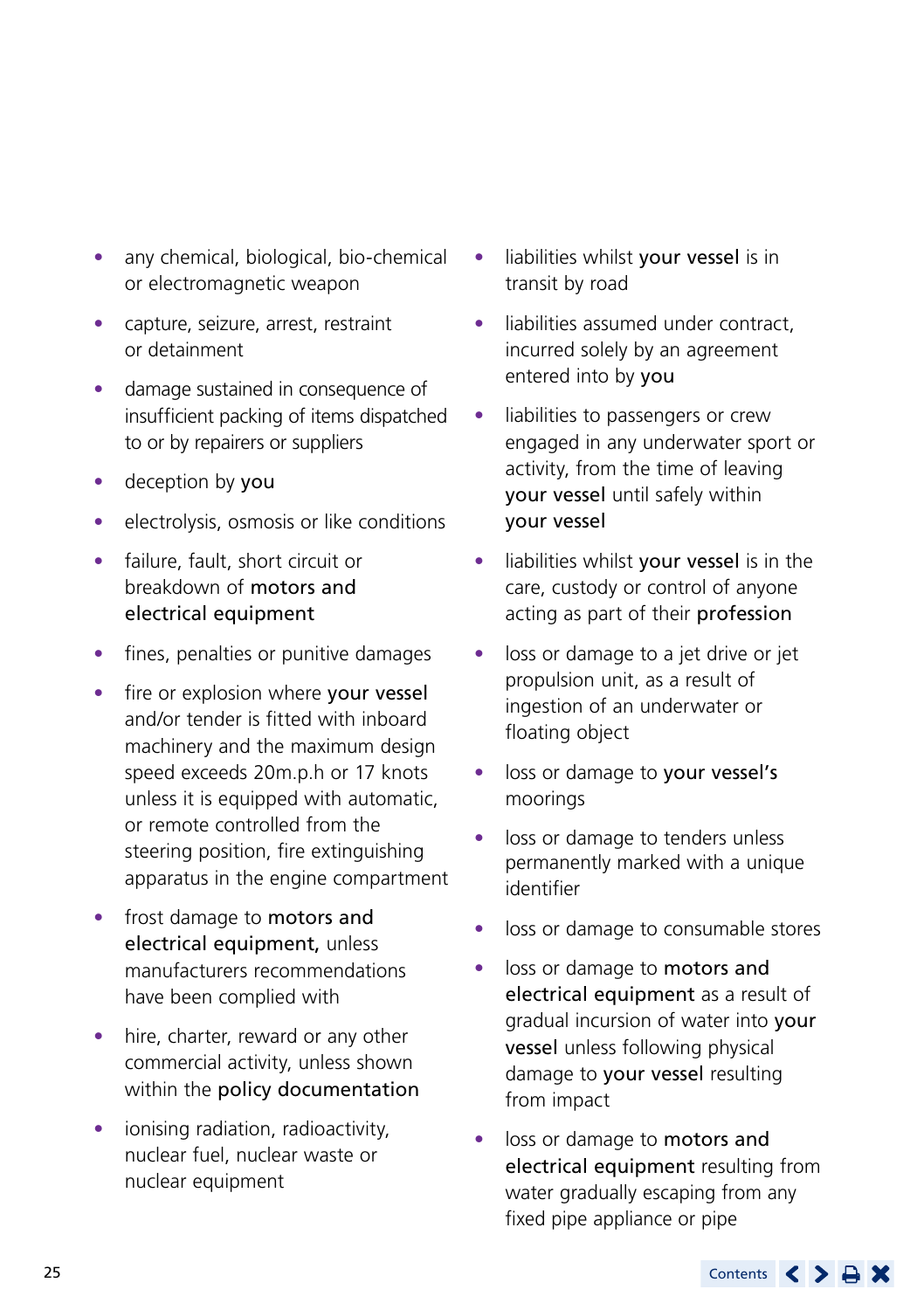- any chemical, biological, bio-chemical or electromagnetic weapon
- capture, seizure, arrest, restraint or detainment
- damage sustained in consequence of insufficient packing of items dispatched to or by repairers or suppliers
- deception by **you**
- electrolysis, osmosis or like conditions
- failure, fault, short circuit or breakdown of **motors and electrical equipment**
- fines, penalties or punitive damages
- fire or explosion where **your vessel** and/or tender is fitted with inboard machinery and the maximum design speed exceeds 20m.p.h or 17 knots unless it is equipped with automatic, or remote controlled from the steering position, fire extinguishing apparatus in the engine compartment
- frost damage to **motors and electrical equipment,** unless manufacturers recommendations have been complied with
- hire, charter, reward or any other commercial activity, unless shown within the **policy documentation**
- ionising radiation, radioactivity, nuclear fuel, nuclear waste or nuclear equipment
- liabilities whilst **your vessel** is in transit by road
- liabilities assumed under contract, incurred solely by an agreement entered into by **you**
- liabilities to passengers or crew engaged in any underwater sport or activity, from the time of leaving **your vessel** until safely within **your vessel**
- liabilities whilst **your vessel** is in the care, custody or control of anyone acting as part of their **profession**
- loss or damage to a jet drive or jet propulsion unit, as a result of ingestion of an underwater or floating object
- loss or damage to **your vessel's** moorings
- loss or damage to tenders unless permanently marked with a unique identifier
- loss or damage to consumable stores
- loss or damage to **motors and electrical equipment** as a result of gradual incursion of water into **your vessel** unless following physical damage to **your vessel** resulting from impact
- loss or damage to **motors and electrical equipment** resulting from water gradually escaping from any fixed pipe appliance or pipe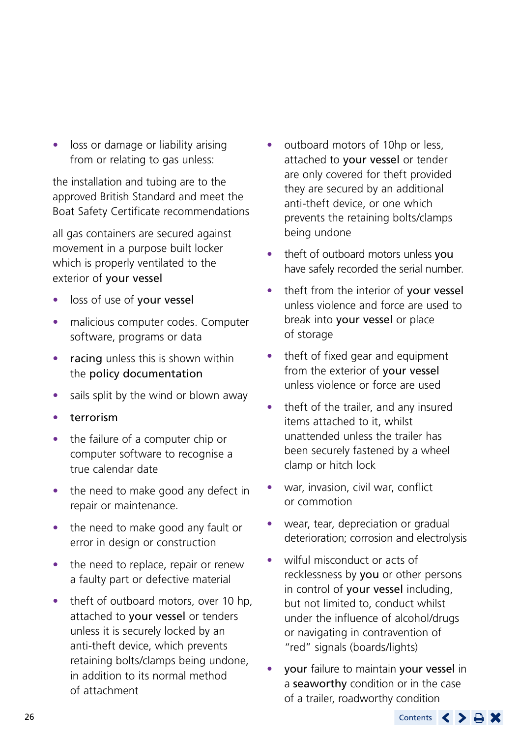- loss or damage or liability arising from or relating to gas unless:

the installation and tubing are to the approved British Standard and meet the Boat Safety Certificate recommendations

all gas containers are secured against movement in a purpose built locker which is properly ventilated to the exterior of **your vessel**

- loss of use of **your vessel**
- malicious computer codes. Computer software, programs or data
- **racing** unless this is shown within the **policy documentation**
- sails split by the wind or blown away
- **terrorism**
- the failure of a computer chip or computer software to recognise a true calendar date
- the need to make good any defect in repair or maintenance.
- the need to make good any fault or error in design or construction
- the need to replace, repair or renew a faulty part or defective material
- theft of outboard motors, over 10 hp, attached to **your vessel** or tenders unless it is securely locked by an anti-theft device, which prevents retaining bolts/clamps being undone, in addition to its normal method of attachment
- outboard motors of 10hp or less, attached to **your vessel** or tender are only covered for theft provided they are secured by an additional anti-theft device, or one which prevents the retaining bolts/clamps being undone
- theft of outboard motors unless **you** have safely recorded the serial number.
- theft from the interior of **your vessel** unless violence and force are used to break into **your vessel** or place of storage
- theft of fixed gear and equipment from the exterior of **your vessel** unless violence or force are used
- theft of the trailer, and any insured items attached to it, whilst unattended unless the trailer has been securely fastened by a wheel clamp or hitch lock
- war, invasion, civil war, conflict or commotion
- wear, tear, depreciation or gradual deterioration; corrosion and electrolysis
- wilful misconduct or acts of recklessness by **you** or other persons in control of **your vessel** including, but not limited to, conduct whilst under the influence of alcohol/drugs or navigating in contravention of "red" signals (boards/lights)
- **your** failure to maintain **your vessel** in a **seaworthy** condition or in the case of a trailer, roadworthy condition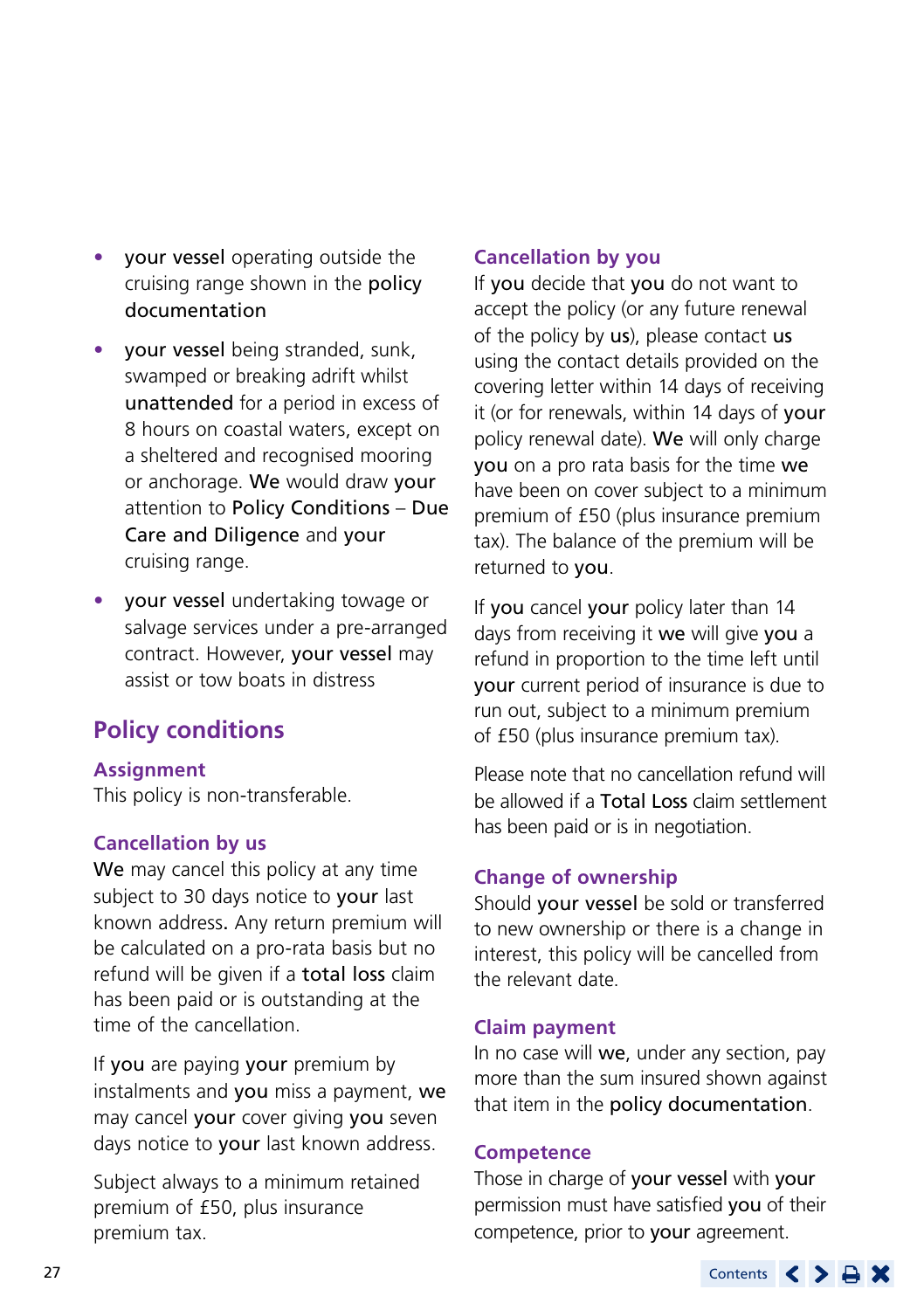- **your vessel** operating outside the cruising range shown in the **policy documentation**
- **your vessel** being stranded, sunk, swamped or breaking adrift whilst **unattended** for a period in excess of 8 hours on coastal waters, except on a sheltered and recognised mooring or anchorage. **We** would draw **your** attention to **Policy Conditions – Due Care and Diligence** and **your** cruising range.
- **your vessel** undertaking towage or salvage services under a pre-arranged contract. However, **your vessel** may assist or tow boats in distress

## Policy conditions

### Assignment

This policy is non-transferable.

### Cancellation by us

**We** may cancel this policy at any time subject to 30 days notice to **your** last known address. Any return premium will be calculated on a pro-rata basis but no refund will be given if a **total loss** claim has been paid or is outstanding at the time of the cancellation.

If **you** are paying **your** premium by instalments and **you** miss a payment, **we** may cancel **your** cover giving **you** seven days notice to **your** last known address.

Subject always to a minimum retained premium of £50, plus insurance premium tax.

### Cancellation by you

If **you** decide that **you** do not want to accept the policy (or any future renewal of the policy by **us**), please contact **us** using the contact details provided on the covering letter within 14 days of receiving it (or for renewals, within 14 days of **your** policy renewal date). **We** will only charge **you** on a pro rata basis for the time **we** have been on cover subject to a minimum premium of £50 (plus insurance premium tax). The balance of the premium will be returned to **you**.

If **you** cancel **your** policy later than 14 days from receiving it **we** will give **you** a refund in proportion to the time left until **your** current period of insurance is due to run out, subject to a minimum premium of £50 (plus insurance premium tax).

Please note that no cancellation refund will be allowed if a **Total Loss** claim settlement has been paid or is in negotiation.

### Change of ownership

Should **your vessel** be sold or transferred to new ownership or there is a change in interest, this policy will be cancelled from the relevant date.

### Claim payment

In no case will **we**, under any section, pay more than the sum insured shown against that item in the **policy documentation**.

### Competence

Those in charge of **your vessel** with **your** permission must have satisfied **you** of their competence, prior to **your** agreement.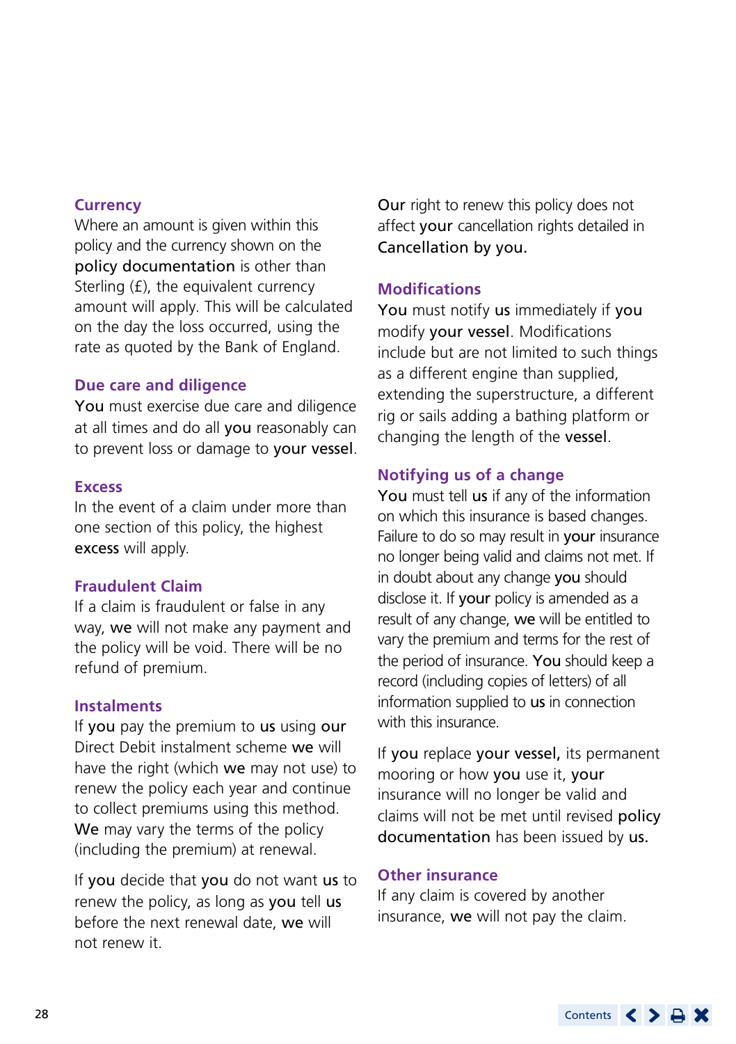## Currency

Where an amount is given within this policy and the currency shown on the **policy documentation** is other than Sterling (£), the equivalent currency amount will apply. This will be calculated on the day the loss occurred, using the rate as quoted by the Bank of England.

## Due care and diligence

**You** must exercise due care and diligence at all times and do all **you** reasonably can to prevent loss or damage to **your vessel**.

## Excess

In the event of a claim under more than one section of this policy, the highest **excess** will apply.

## Fraudulent Claim

If a claim is fraudulent or false in any way, **we** will not make any payment and the policy will be void. There will be no refund of premium.

## Instalments

If **you** pay the premium to **us** using **our** Direct Debit instalment scheme **we** will have the right (which **we** may not use) to renew the policy each year and continue to collect premiums using this method. **We** may vary the terms of the policy (including the premium) at renewal.

If **you** decide that **you** do not want **us** to renew the policy, as long as **you** tell **us** before the next renewal date, **we** will not renew it.

**Our** right to renew this policy does not affect **your** cancellation rights detailed in **Cancellation by you.**

## Modifications

**You** must notify **us** immediately if **you** modify **your vessel**. Modifications include but are not limited to such things as a different engine than supplied, extending the superstructure, a different rig or sails adding a bathing platform or changing the length of the **vessel**.

## Notifying us of a change

**You** must tell **us** if any of the information on which this insurance is based changes. Failure to do so may result in **your** insurance no longer being valid and claims not met. If in doubt about any change **you** should disclose it. If **your** policy is amended as a result of any change, **we** will be entitled to vary the premium and terms for the rest of the period of insurance. **You** should keep a record (including copies of letters) of all information supplied to **us** in connection with this insurance.

If **you** replace **your vessel,** its permanent mooring or how **you** use it, **your** insurance will no longer be valid and claims will not be met until revised **policy documentation** has been issued by **us.**

## Other insurance

If any claim is covered by another insurance, **we** will not pay the claim.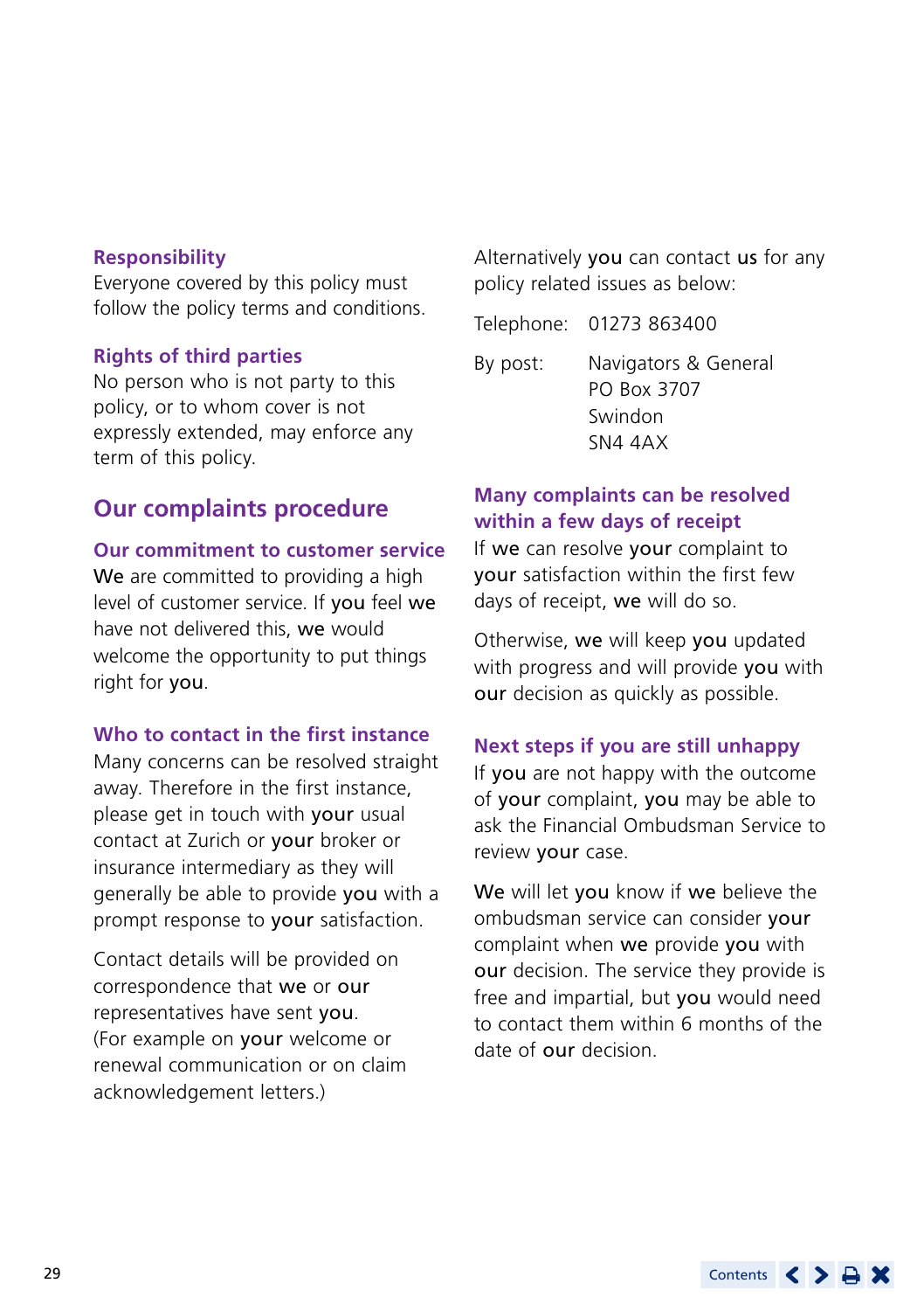### Responsibility

Everyone covered by this policy must follow the policy terms and conditions.

### Rights of third parties

No person who is not party to this policy, or to whom cover is not expressly extended, may enforce any term of this policy.

## Our complaints procedure

### Our commitment to customer service

**We** are committed to providing a high level of customer service. If **you** feel **we** have not delivered this, **we** would welcome the opportunity to put things right for **you**.

### Who to contact in the first instance

Many concerns can be resolved straight away. Therefore in the first instance, please get in touch with **your** usual contact at Zurich or **your** broker or insurance intermediary as they will generally be able to provide **you** with a prompt response to **your** satisfaction.

Contact details will be provided on correspondence that **we** or **our** representatives have sent **you**. (For example on **your** welcome or renewal communication or on claim acknowledgement letters.)

Alternatively **you** can contact **us** for any policy related issues as below:

Telephone: 01273 863400

By post: Navigators & General
PO Box 3707
Swindon
SN4 4AX

### Many complaints can be resolved within a few days of receipt

If **we** can resolve **your** complaint to **your** satisfaction within the first few days of receipt, **we** will do so.

Otherwise, **we** will keep **you** updated with progress and will provide **you** with **our** decision as quickly as possible.

### Next steps if you are still unhappy

If **you** are not happy with the outcome of **your** complaint, **you** may be able to ask the Financial Ombudsman Service to review **your** case.

**We** will let **you** know if **we** believe the ombudsman service can consider **your** complaint when **we** provide **you** with **our** decision. The service they provide is free and impartial, but **you** would need to contact them within 6 months of the date of **our** decision.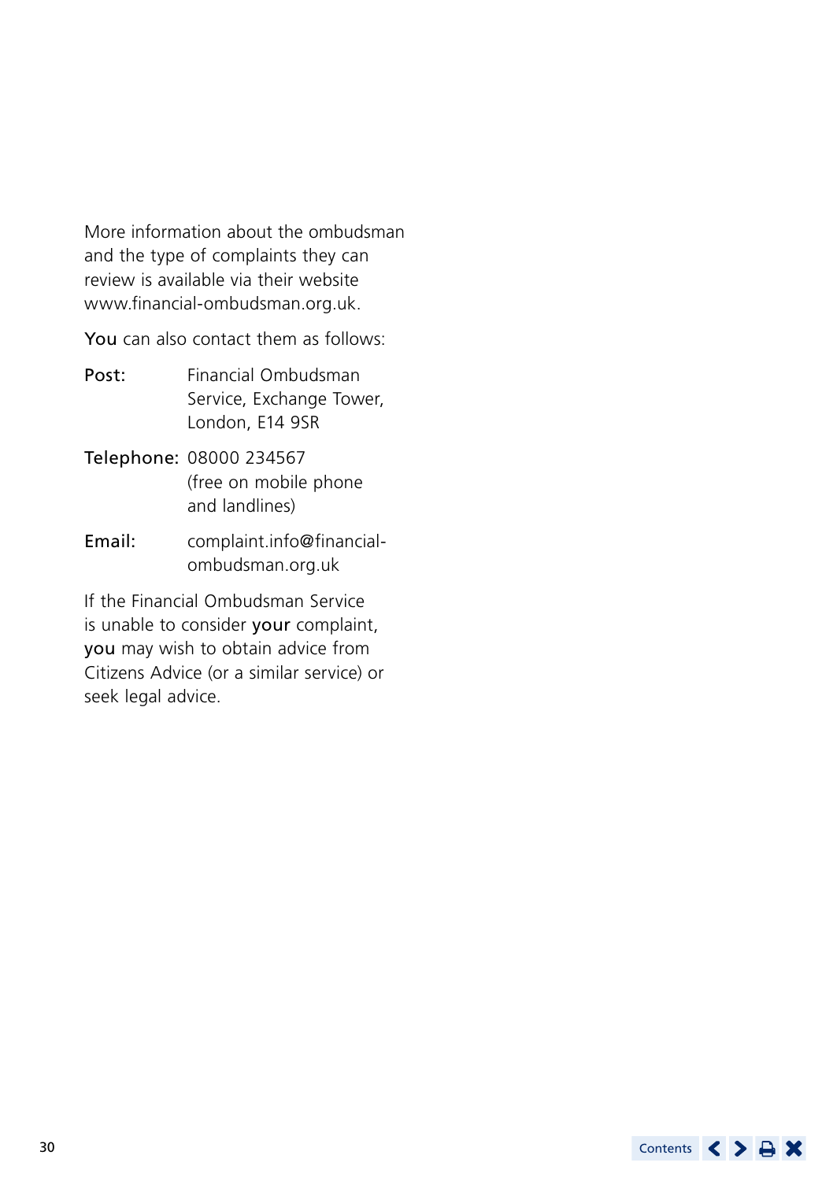More information about the ombudsman and the type of complaints they can review is available via their website www.financial-ombudsman.org.uk.

**You** can also contact them as follows:

**Post:** Financial Ombudsman Service, Exchange Tower, London, E14 9SR

**Telephone:** 08000 234567 (free on mobile phone and landlines)

**Email:** complaint.info@financial-ombudsman.org.uk

If the Financial Ombudsman Service is unable to consider **your** complaint, **you** may wish to obtain advice from Citizens Advice (or a similar service) or seek legal advice.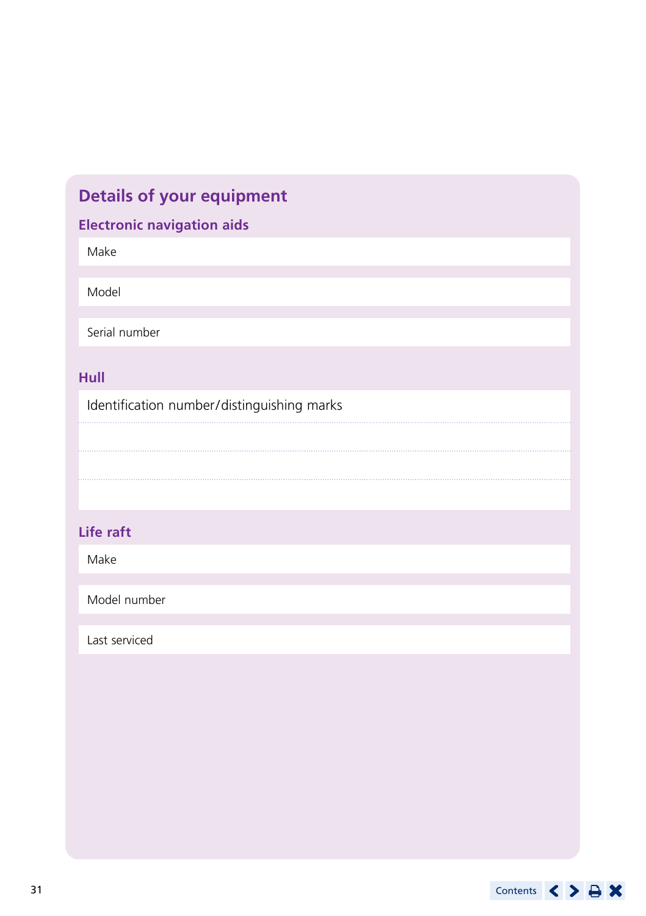## Details of your equipment

### Electronic navigation aids

Make

Model

Serial number

### Hull

Identification number/distinguishing marks

### Life raft

Make

Model number

Last serviced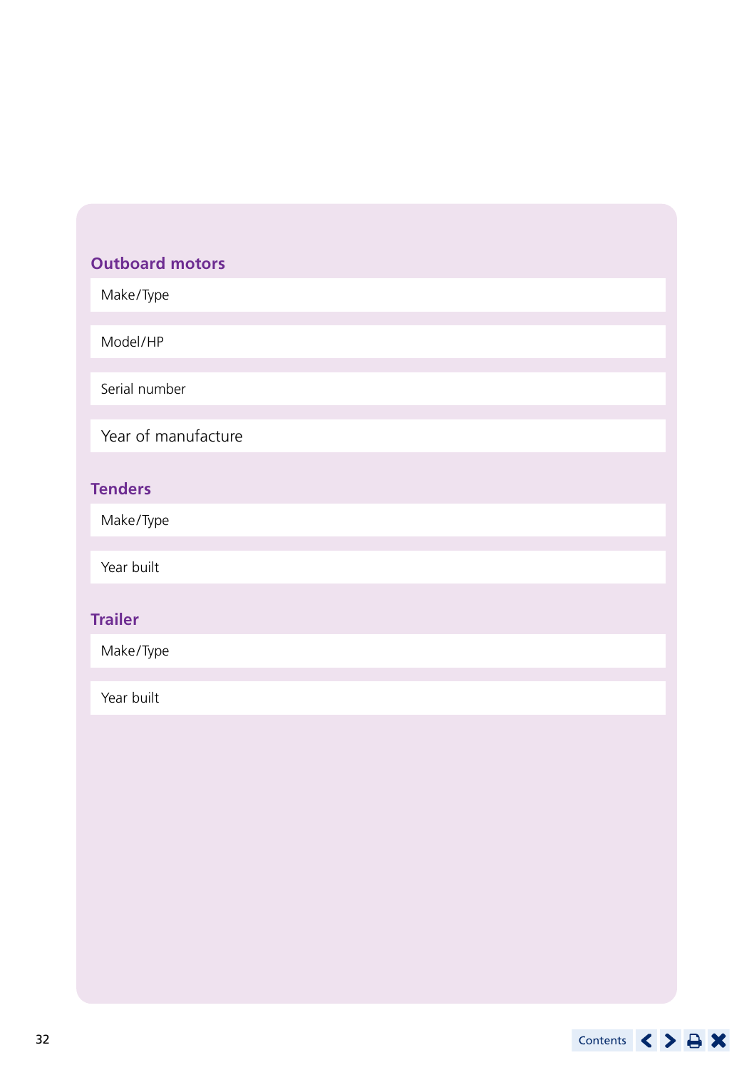## Outboard motors

Make/Type

Model/HP

Serial number

Year of manufacture

## Tenders

Make/Type

Year built

## Trailer

Make/Type

Year built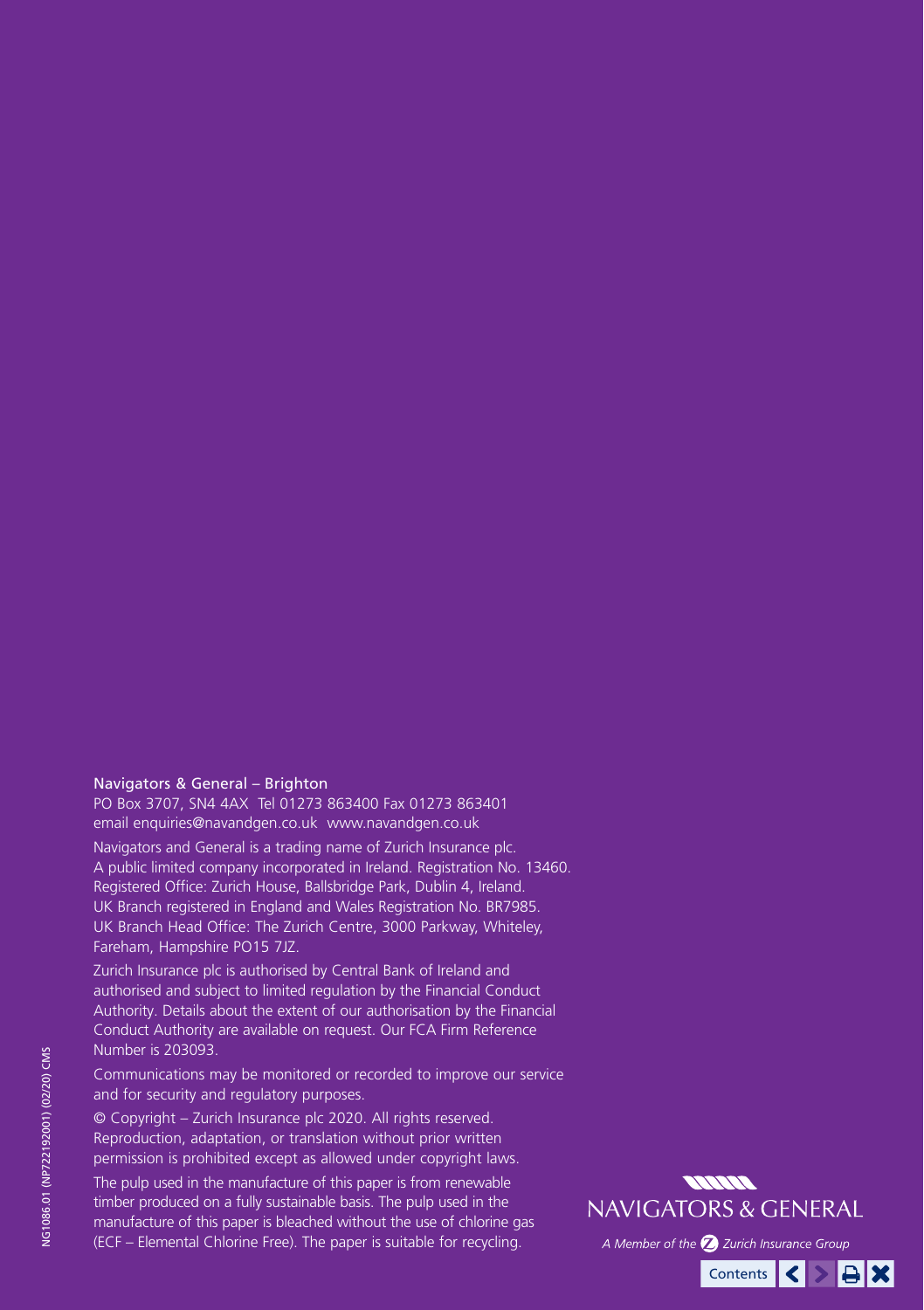Navigators & General – Brighton
PO Box 3707, SN4 4AX Tel 01273 863400 Fax 01273 863401
email enquiries@navandgen.co.uk www.navandgen.co.uk

Navigators and General is a trading name of Zurich Insurance plc.
A public limited company incorporated in Ireland. Registration No. 13460.
Registered Office: Zurich House, Ballsbridge Park, Dublin 4, Ireland.
UK Branch registered in England and Wales Registration No. BR7985.
UK Branch Head Office: The Zurich Centre, 3000 Parkway, Whiteley, Fareham, Hampshire PO15 7JZ.

Zurich Insurance plc is authorised by Central Bank of Ireland and authorised and subject to limited regulation by the Financial Conduct Authority. Details about the extent of our authorisation by the Financial Conduct Authority are available on request. Our FCA Firm Reference Number is 203093.

Communications may be monitored or recorded to improve our service and for security and regulatory purposes.

© Copyright – Zurich Insurance plc 2020. All rights reserved. Reproduction, adaptation, or translation without prior written permission is prohibited except as allowed under copyright laws.

The pulp used in the manufacture of this paper is from renewable timber produced on a fully sustainable basis. The pulp used in the manufacture of this paper is bleached without the use of chlorine gas (ECF – Elemental Chlorine Free). The paper is suitable for recycling.

NAVIGATORS & GENERAL

*A Member of the Zurich Insurance Group*

NG1086.01 (NP722192001) (02/20) CMS